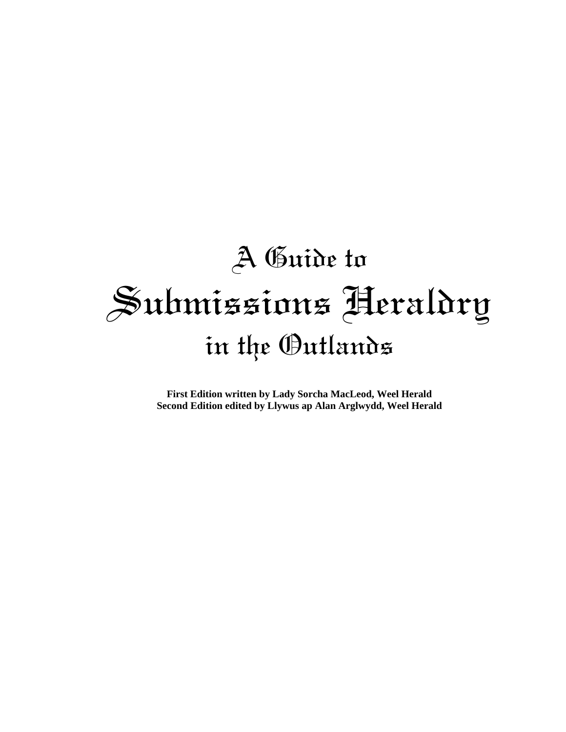# A Guide to Submissions Heraldry in the Outlands

**First Edition written by Lady Sorcha MacLeod, Weel Herald**
**Second Edition edited by Llywus ap Alan Arglwydd, Weel Herald**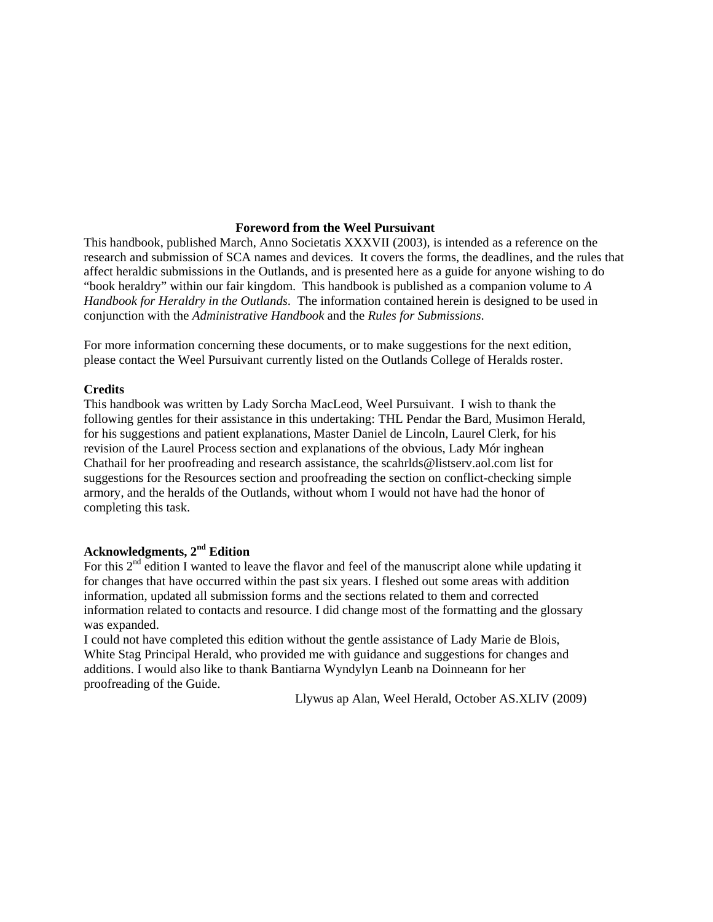## Foreword from the Weel Pursuivant

This handbook, published March, Anno Societatis XXXVII (2003), is intended as a reference on the research and submission of SCA names and devices. It covers the forms, the deadlines, and the rules that affect heraldic submissions in the Outlands, and is presented here as a guide for anyone wishing to do "book heraldry" within our fair kingdom. This handbook is published as a companion volume to *A Handbook for Heraldry in the Outlands*. The information contained herein is designed to be used in conjunction with the *Administrative Handbook* and the *Rules for Submissions*.

For more information concerning these documents, or to make suggestions for the next edition, please contact the Weel Pursuivant currently listed on the Outlands College of Heralds roster.

**Credits**

This handbook was written by Lady Sorcha MacLeod, Weel Pursuivant. I wish to thank the following gentles for their assistance in this undertaking: THL Pendar the Bard, Musimon Herald, for his suggestions and patient explanations, Master Daniel de Lincoln, Laurel Clerk, for his revision of the Laurel Process section and explanations of the obvious, Lady Mór inghean Chathail for her proofreading and research assistance, the scahrlds@listserv.aol.com list for suggestions for the Resources section and proofreading the section on conflict-checking simple armory, and the heralds of the Outlands, without whom I would not have had the honor of completing this task.

**Acknowledgments, 2nd Edition**

For this 2nd edition I wanted to leave the flavor and feel of the manuscript alone while updating it for changes that have occurred within the past six years. I fleshed out some areas with addition information, updated all submission forms and the sections related to them and corrected information related to contacts and resource. I did change most of the formatting and the glossary was expanded.

I could not have completed this edition without the gentle assistance of Lady Marie de Blois, White Stag Principal Herald, who provided me with guidance and suggestions for changes and additions. I would also like to thank Bantiarna Wyndylyn Leanb na Doinneann for her proofreading of the Guide.

Llywus ap Alan, Weel Herald, October AS.XLIV (2009)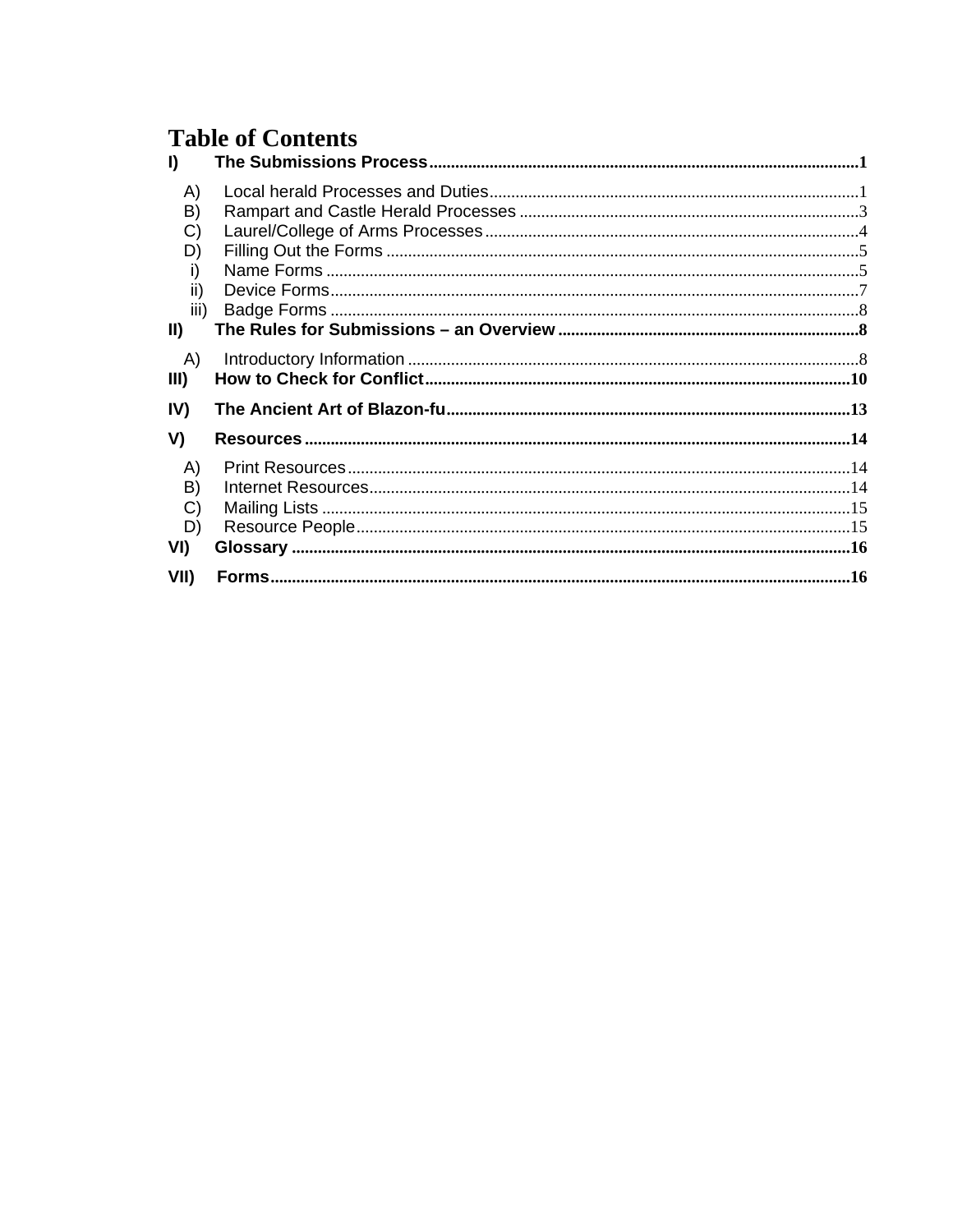# Table of Contents

- I) **The Submissions Process** ........ 1
  - A) Local herald Processes and Duties ........ 1
  - B) Rampart and Castle Herald Processes ........ 3
  - C) Laurel/College of Arms Processes ........ 4
  - D) Filling Out the Forms ........ 5
    - i) Name Forms ........ 5
    - ii) Device Forms ........ 7
    - iii) Badge Forms ........ 8
- II) **The Rules for Submissions – an Overview** ........ 8
  - A) Introductory Information ........ 8
- III) **How to Check for Conflict** ........ 10
- IV) **The Ancient Art of Blazon-fu** ........ 13
- V) **Resources** ........ 14
  - A) Print Resources ........ 14
  - B) Internet Resources ........ 14
  - C) Mailing Lists ........ 15
  - D) Resource People ........ 15
- VI) **Glossary** ........ 16
- VII) **Forms** ........ 16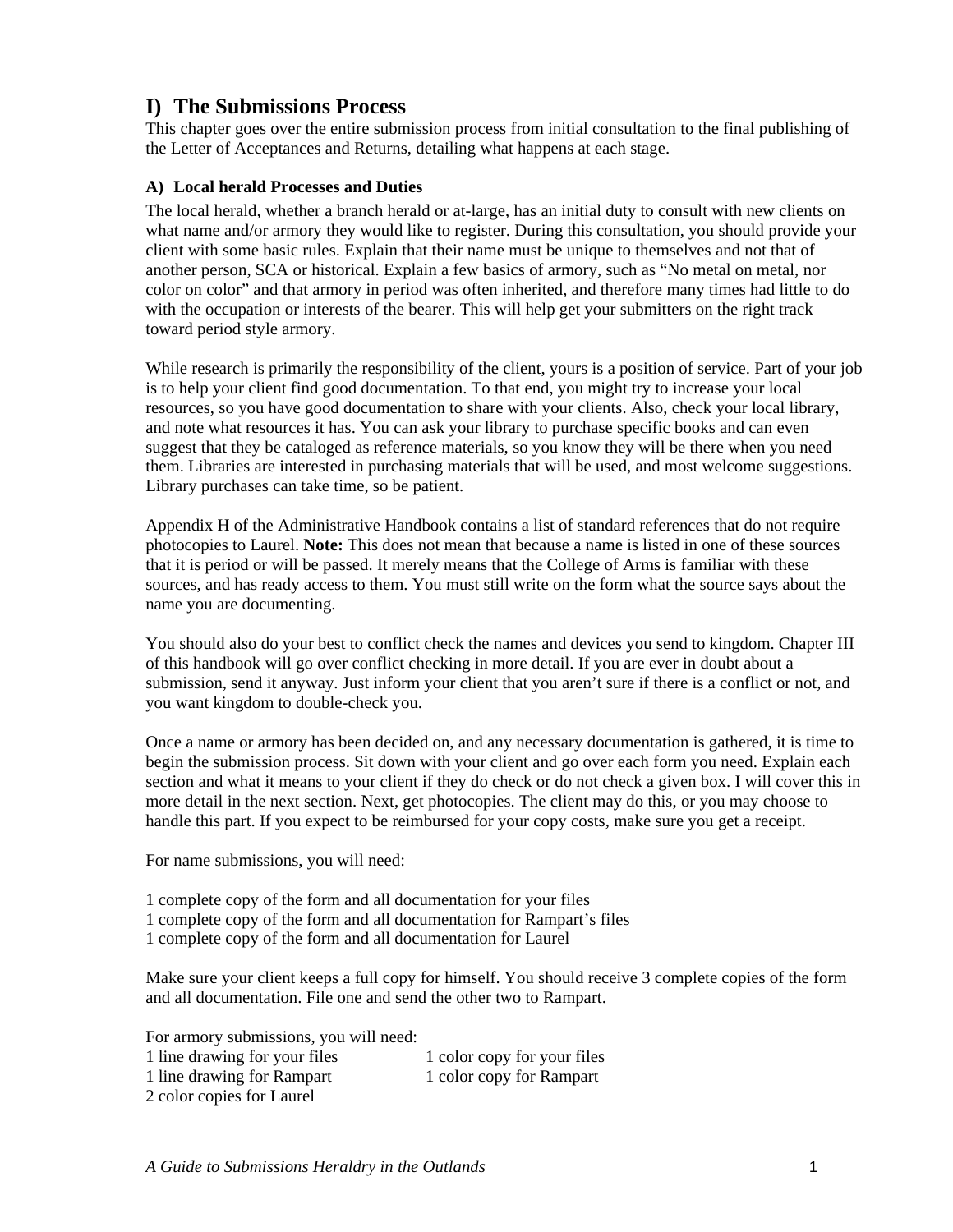# I) The Submissions Process

This chapter goes over the entire submission process from initial consultation to the final publishing of the Letter of Acceptances and Returns, detailing what happens at each stage.

### A) Local herald Processes and Duties

The local herald, whether a branch herald or at-large, has an initial duty to consult with new clients on what name and/or armory they would like to register. During this consultation, you should provide your client with some basic rules. Explain that their name must be unique to themselves and not that of another person, SCA or historical. Explain a few basics of armory, such as "No metal on metal, nor color on color" and that armory in period was often inherited, and therefore many times had little to do with the occupation or interests of the bearer. This will help get your submitters on the right track toward period style armory.

While research is primarily the responsibility of the client, yours is a position of service. Part of your job is to help your client find good documentation. To that end, you might try to increase your local resources, so you have good documentation to share with your clients. Also, check your local library, and note what resources it has. You can ask your library to purchase specific books and can even suggest that they be cataloged as reference materials, so you know they will be there when you need them. Libraries are interested in purchasing materials that will be used, and most welcome suggestions. Library purchases can take time, so be patient.

Appendix H of the Administrative Handbook contains a list of standard references that do not require photocopies to Laurel. **Note:** This does not mean that because a name is listed in one of these sources that it is period or will be passed. It merely means that the College of Arms is familiar with these sources, and has ready access to them. You must still write on the form what the source says about the name you are documenting.

You should also do your best to conflict check the names and devices you send to kingdom. Chapter III of this handbook will go over conflict checking in more detail. If you are ever in doubt about a submission, send it anyway. Just inform your client that you aren't sure if there is a conflict or not, and you want kingdom to double-check you.

Once a name or armory has been decided on, and any necessary documentation is gathered, it is time to begin the submission process. Sit down with your client and go over each form you need. Explain each section and what it means to your client if they do check or do not check a given box. I will cover this in more detail in the next section. Next, get photocopies. The client may do this, or you may choose to handle this part. If you expect to be reimbursed for your copy costs, make sure you get a receipt.

For name submissions, you will need:

1 complete copy of the form and all documentation for your files
1 complete copy of the form and all documentation for Rampart's files
1 complete copy of the form and all documentation for Laurel

Make sure your client keeps a full copy for himself. You should receive 3 complete copies of the form and all documentation. File one and send the other two to Rampart.

For armory submissions, you will need:

1 line drawing for your files
1 line drawing for Rampart
2 color copies for Laurel
1 color copy for your files
1 color copy for Rampart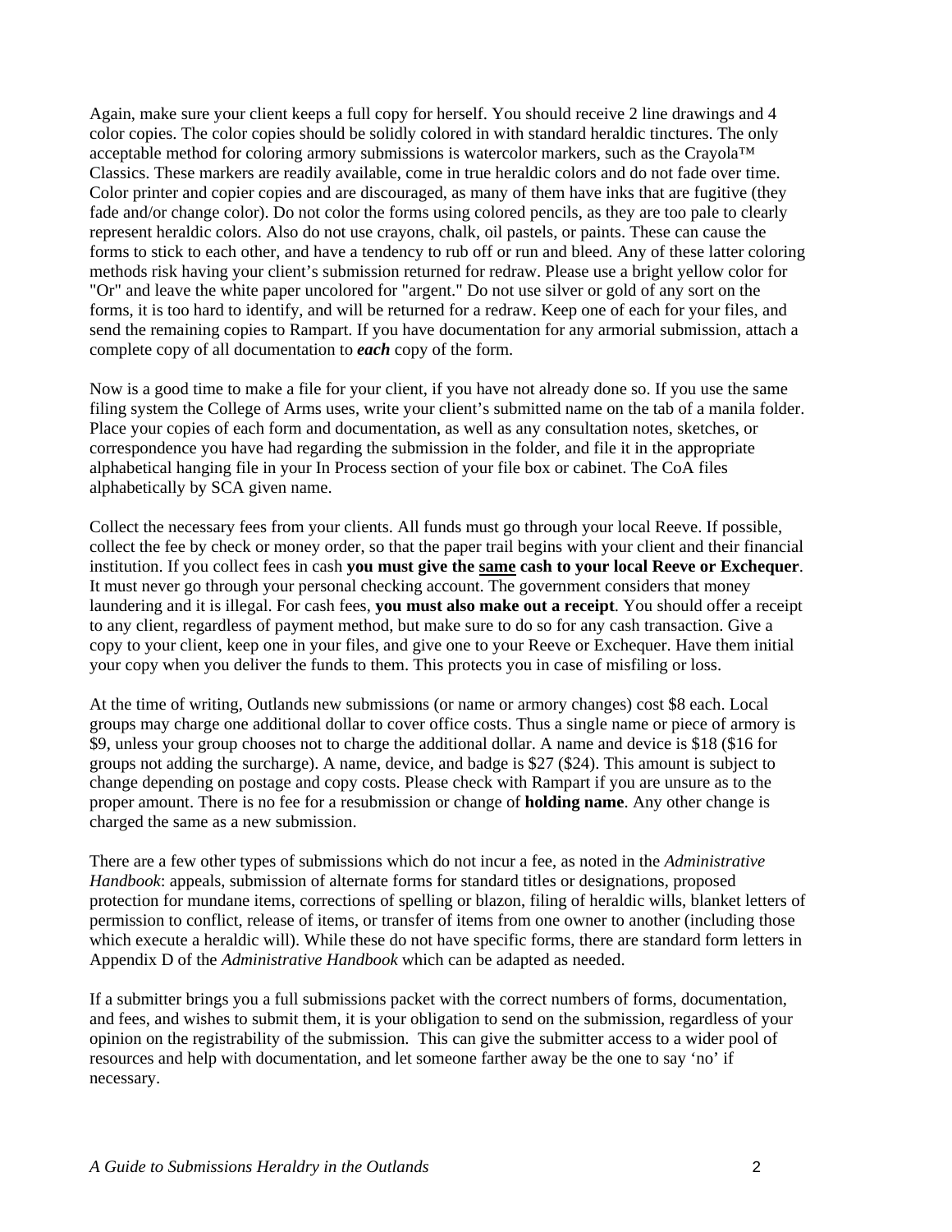Again, make sure your client keeps a full copy for herself. You should receive 2 line drawings and 4 color copies. The color copies should be solidly colored in with standard heraldic tinctures. The only acceptable method for coloring armory submissions is watercolor markers, such as the Crayola™ Classics. These markers are readily available, come in true heraldic colors and do not fade over time. Color printer and copier copies and are discouraged, as many of them have inks that are fugitive (they fade and/or change color). Do not color the forms using colored pencils, as they are too pale to clearly represent heraldic colors. Also do not use crayons, chalk, oil pastels, or paints. These can cause the forms to stick to each other, and have a tendency to rub off or run and bleed. Any of these latter coloring methods risk having your client's submission returned for redraw. Please use a bright yellow color for "Or" and leave the white paper uncolored for "argent." Do not use silver or gold of any sort on the forms, it is too hard to identify, and will be returned for a redraw. Keep one of each for your files, and send the remaining copies to Rampart. If you have documentation for any armorial submission, attach a complete copy of all documentation to ***each*** copy of the form.

Now is a good time to make a file for your client, if you have not already done so. If you use the same filing system the College of Arms uses, write your client's submitted name on the tab of a manila folder. Place your copies of each form and documentation, as well as any consultation notes, sketches, or correspondence you have had regarding the submission in the folder, and file it in the appropriate alphabetical hanging file in your In Process section of your file box or cabinet. The CoA files alphabetically by SCA given name.

Collect the necessary fees from your clients. All funds must go through your local Reeve. If possible, collect the fee by check or money order, so that the paper trail begins with your client and their financial institution. If you collect fees in cash **you must give the <u>same</u> cash to your local Reeve or Exchequer**. It must never go through your personal checking account. The government considers that money laundering and it is illegal. For cash fees, **you must also make out a receipt**. You should offer a receipt to any client, regardless of payment method, but make sure to do so for any cash transaction. Give a copy to your client, keep one in your files, and give one to your Reeve or Exchequer. Have them initial your copy when you deliver the funds to them. This protects you in case of misfiling or loss.

At the time of writing, Outlands new submissions (or name or armory changes) cost $8 each. Local groups may charge one additional dollar to cover office costs. Thus a single name or piece of armory is $9, unless your group chooses not to charge the additional dollar. A name and device is $18 ($16 for groups not adding the surcharge). A name, device, and badge is $27 ($24). This amount is subject to change depending on postage and copy costs. Please check with Rampart if you are unsure as to the proper amount. There is no fee for a resubmission or change of **holding name**. Any other change is charged the same as a new submission.

There are a few other types of submissions which do not incur a fee, as noted in the *Administrative Handbook*: appeals, submission of alternate forms for standard titles or designations, proposed protection for mundane items, corrections of spelling or blazon, filing of heraldic wills, blanket letters of permission to conflict, release of items, or transfer of items from one owner to another (including those which execute a heraldic will). While these do not have specific forms, there are standard form letters in Appendix D of the *Administrative Handbook* which can be adapted as needed.

If a submitter brings you a full submissions packet with the correct numbers of forms, documentation, and fees, and wishes to submit them, it is your obligation to send on the submission, regardless of your opinion on the registrability of the submission. This can give the submitter access to a wider pool of resources and help with documentation, and let someone farther away be the one to say 'no' if necessary.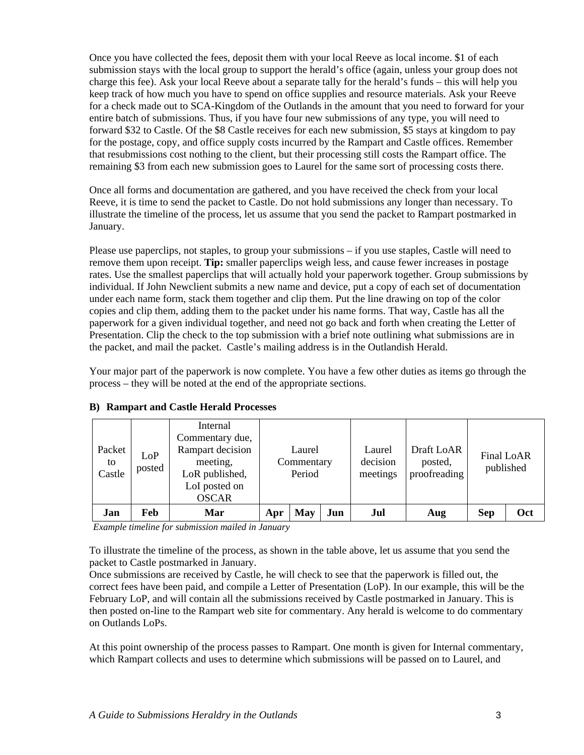Once you have collected the fees, deposit them with your local Reeve as local income. $1 of each submission stays with the local group to support the herald's office (again, unless your group does not charge this fee). Ask your local Reeve about a separate tally for the herald's funds – this will help you keep track of how much you have to spend on office supplies and resource materials. Ask your Reeve for a check made out to SCA-Kingdom of the Outlands in the amount that you need to forward for your entire batch of submissions. Thus, if you have four new submissions of any type, you will need to forward $32 to Castle. Of the $8 Castle receives for each new submission, $5 stays at kingdom to pay for the postage, copy, and office supply costs incurred by the Rampart and Castle offices. Remember that resubmissions cost nothing to the client, but their processing still costs the Rampart office. The remaining $3 from each new submission goes to Laurel for the same sort of processing costs there.

Once all forms and documentation are gathered, and you have received the check from your local Reeve, it is time to send the packet to Castle. Do not hold submissions any longer than necessary. To illustrate the timeline of the process, let us assume that you send the packet to Rampart postmarked in January.

Please use paperclips, not staples, to group your submissions – if you use staples, Castle will need to remove them upon receipt. **Tip:** smaller paperclips weigh less, and cause fewer increases in postage rates. Use the smallest paperclips that will actually hold your paperwork together. Group submissions by individual. If John Newclient submits a new name and device, put a copy of each set of documentation under each name form, stack them together and clip them. Put the line drawing on top of the color copies and clip them, adding them to the packet under his name forms. That way, Castle has all the paperwork for a given individual together, and need not go back and forth when creating the Letter of Presentation. Clip the check to the top submission with a brief note outlining what submissions are in the packet, and mail the packet. Castle's mailing address is in the Outlandish Herald.

Your major part of the paperwork is now complete. You have a few other duties as items go through the process – they will be noted at the end of the appropriate sections.

### B) Rampart and Castle Herald Processes

| Packet to Castle | LoP posted | Internal Commentary due, Rampart decision meeting, LoR published, LoI posted on OSCAR | Laurel Commentary Period | | | Laurel decision meetings | Draft LoAR posted, proofreading | Final LoAR published | |
|---|---|---|---|---|---|---|---|---|---|
| **Jan** | **Feb** | **Mar** | **Apr** | **May** | **Jun** | **Jul** | **Aug** | **Sep** | **Oct** |

*Example timeline for submission mailed in January*

To illustrate the timeline of the process, as shown in the table above, let us assume that you send the packet to Castle postmarked in January.

Once submissions are received by Castle, he will check to see that the paperwork is filled out, the correct fees have been paid, and compile a Letter of Presentation (LoP). In our example, this will be the February LoP, and will contain all the submissions received by Castle postmarked in January. This is then posted on-line to the Rampart web site for commentary. Any herald is welcome to do commentary on Outlands LoPs.

At this point ownership of the process passes to Rampart. One month is given for Internal commentary, which Rampart collects and uses to determine which submissions will be passed on to Laurel, and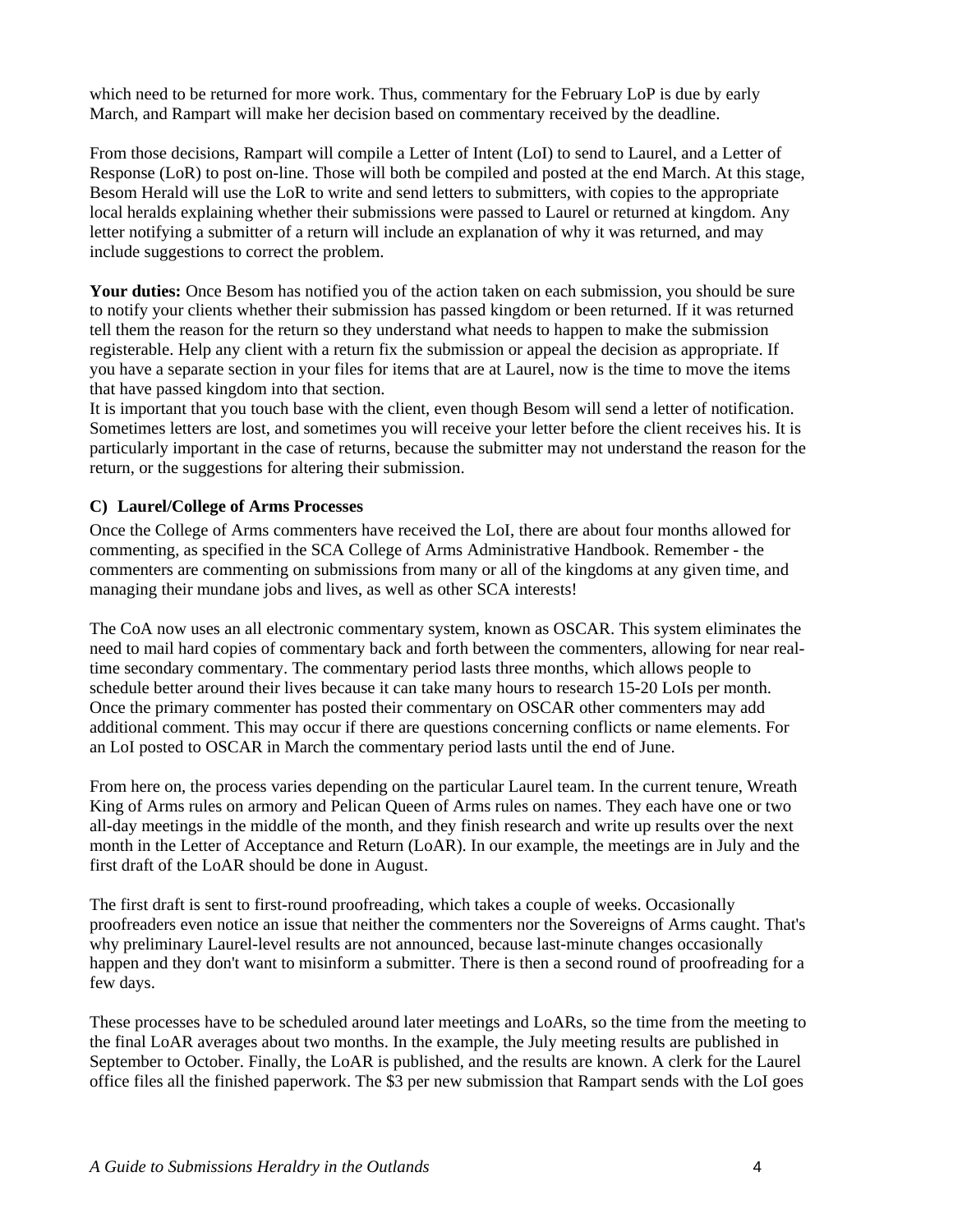which need to be returned for more work. Thus, commentary for the February LoP is due by early March, and Rampart will make her decision based on commentary received by the deadline.

From those decisions, Rampart will compile a Letter of Intent (LoI) to send to Laurel, and a Letter of Response (LoR) to post on-line. Those will both be compiled and posted at the end March. At this stage, Besom Herald will use the LoR to write and send letters to submitters, with copies to the appropriate local heralds explaining whether their submissions were passed to Laurel or returned at kingdom. Any letter notifying a submitter of a return will include an explanation of why it was returned, and may include suggestions to correct the problem.

**Your duties:** Once Besom has notified you of the action taken on each submission, you should be sure to notify your clients whether their submission has passed kingdom or been returned. If it was returned tell them the reason for the return so they understand what needs to happen to make the submission registerable. Help any client with a return fix the submission or appeal the decision as appropriate. If you have a separate section in your files for items that are at Laurel, now is the time to move the items that have passed kingdom into that section.

It is important that you touch base with the client, even though Besom will send a letter of notification. Sometimes letters are lost, and sometimes you will receive your letter before the client receives his. It is particularly important in the case of returns, because the submitter may not understand the reason for the return, or the suggestions for altering their submission.

### C) Laurel/College of Arms Processes

Once the College of Arms commenters have received the LoI, there are about four months allowed for commenting, as specified in the SCA College of Arms Administrative Handbook. Remember - the commenters are commenting on submissions from many or all of the kingdoms at any given time, and managing their mundane jobs and lives, as well as other SCA interests!

The CoA now uses an all electronic commentary system, known as OSCAR. This system eliminates the need to mail hard copies of commentary back and forth between the commenters, allowing for near real-time secondary commentary. The commentary period lasts three months, which allows people to schedule better around their lives because it can take many hours to research 15-20 LoIs per month. Once the primary commenter has posted their commentary on OSCAR other commenters may add additional comment. This may occur if there are questions concerning conflicts or name elements. For an LoI posted to OSCAR in March the commentary period lasts until the end of June.

From here on, the process varies depending on the particular Laurel team. In the current tenure, Wreath King of Arms rules on armory and Pelican Queen of Arms rules on names. They each have one or two all-day meetings in the middle of the month, and they finish research and write up results over the next month in the Letter of Acceptance and Return (LoAR). In our example, the meetings are in July and the first draft of the LoAR should be done in August.

The first draft is sent to first-round proofreading, which takes a couple of weeks. Occasionally proofreaders even notice an issue that neither the commenters nor the Sovereigns of Arms caught. That's why preliminary Laurel-level results are not announced, because last-minute changes occasionally happen and they don't want to misinform a submitter. There is then a second round of proofreading for a few days.

These processes have to be scheduled around later meetings and LoARs, so the time from the meeting to the final LoAR averages about two months. In the example, the July meeting results are published in September to October. Finally, the LoAR is published, and the results are known. A clerk for the Laurel office files all the finished paperwork. The $3 per new submission that Rampart sends with the LoI goes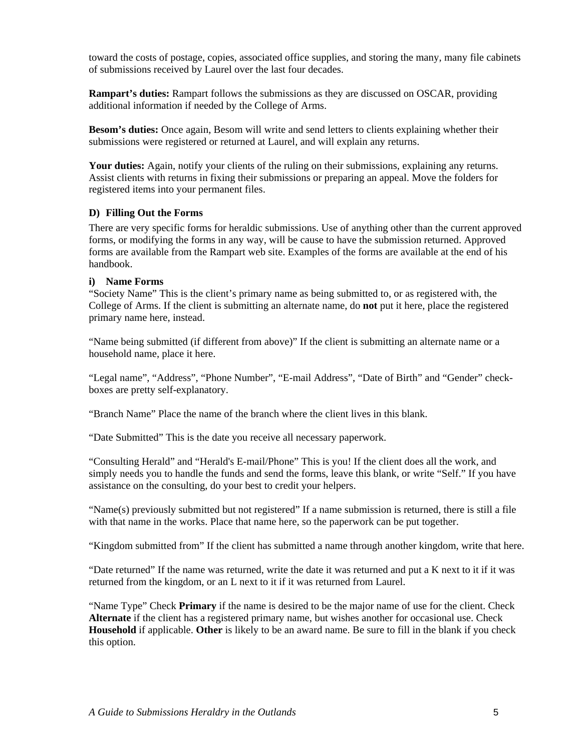toward the costs of postage, copies, associated office supplies, and storing the many, many file cabinets of submissions received by Laurel over the last four decades.

**Rampart's duties:** Rampart follows the submissions as they are discussed on OSCAR, providing additional information if needed by the College of Arms.

**Besom's duties:** Once again, Besom will write and send letters to clients explaining whether their submissions were registered or returned at Laurel, and will explain any returns.

**Your duties:** Again, notify your clients of the ruling on their submissions, explaining any returns. Assist clients with returns in fixing their submissions or preparing an appeal. Move the folders for registered items into your permanent files.

### D) Filling Out the Forms

There are very specific forms for heraldic submissions. Use of anything other than the current approved forms, or modifying the forms in any way, will be cause to have the submission returned. Approved forms are available from the Rampart web site. Examples of the forms are available at the end of his handbook.

#### i) Name Forms

"Society Name" This is the client's primary name as being submitted to, or as registered with, the College of Arms. If the client is submitting an alternate name, do **not** put it here, place the registered primary name here, instead.

"Name being submitted (if different from above)" If the client is submitting an alternate name or a household name, place it here.

"Legal name", "Address", "Phone Number", "E-mail Address", "Date of Birth" and "Gender" check-boxes are pretty self-explanatory.

"Branch Name" Place the name of the branch where the client lives in this blank.

"Date Submitted" This is the date you receive all necessary paperwork.

"Consulting Herald" and "Herald's E-mail/Phone" This is you! If the client does all the work, and simply needs you to handle the funds and send the forms, leave this blank, or write "Self." If you have assistance on the consulting, do your best to credit your helpers.

"Name(s) previously submitted but not registered" If a name submission is returned, there is still a file with that name in the works. Place that name here, so the paperwork can be put together.

"Kingdom submitted from" If the client has submitted a name through another kingdom, write that here.

"Date returned" If the name was returned, write the date it was returned and put a K next to it if it was returned from the kingdom, or an L next to it if it was returned from Laurel.

"Name Type" Check **Primary** if the name is desired to be the major name of use for the client. Check **Alternate** if the client has a registered primary name, but wishes another for occasional use. Check **Household** if applicable. **Other** is likely to be an award name. Be sure to fill in the blank if you check this option.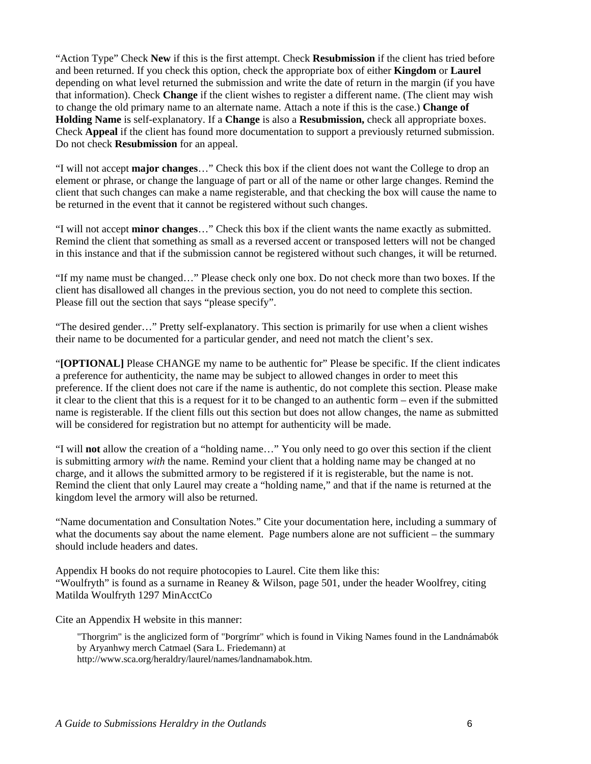“Action Type” Check **New** if this is the first attempt. Check **Resubmission** if the client has tried before and been returned. If you check this option, check the appropriate box of either **Kingdom** or **Laurel** depending on what level returned the submission and write the date of return in the margin (if you have that information). Check **Change** if the client wishes to register a different name. (The client may wish to change the old primary name to an alternate name. Attach a note if this is the case.) **Change of Holding Name** is self-explanatory. If a **Change** is also a **Resubmission,** check all appropriate boxes. Check **Appeal** if the client has found more documentation to support a previously returned submission. Do not check **Resubmission** for an appeal.

“I will not accept **major changes**…” Check this box if the client does not want the College to drop an element or phrase, or change the language of part or all of the name or other large changes. Remind the client that such changes can make a name registerable, and that checking the box will cause the name to be returned in the event that it cannot be registered without such changes.

“I will not accept **minor changes**…” Check this box if the client wants the name exactly as submitted. Remind the client that something as small as a reversed accent or transposed letters will not be changed in this instance and that if the submission cannot be registered without such changes, it will be returned.

“If my name must be changed…” Please check only one box. Do not check more than two boxes. If the client has disallowed all changes in the previous section, you do not need to complete this section. Please fill out the section that says “please specify”.

“The desired gender…” Pretty self-explanatory. This section is primarily for use when a client wishes their name to be documented for a particular gender, and need not match the client’s sex.

“**[OPTIONAL]** Please CHANGE my name to be authentic for” Please be specific. If the client indicates a preference for authenticity, the name may be subject to allowed changes in order to meet this preference. If the client does not care if the name is authentic, do not complete this section. Please make it clear to the client that this is a request for it to be changed to an authentic form – even if the submitted name is registerable. If the client fills out this section but does not allow changes, the name as submitted will be considered for registration but no attempt for authenticity will be made.

“I will **not** allow the creation of a “holding name…” You only need to go over this section if the client is submitting armory *with* the name. Remind your client that a holding name may be changed at no charge, and it allows the submitted armory to be registered if it is registerable, but the name is not. Remind the client that only Laurel may create a “holding name,” and that if the name is returned at the kingdom level the armory will also be returned.

“Name documentation and Consultation Notes.” Cite your documentation here, including a summary of what the documents say about the name element. Page numbers alone are not sufficient – the summary should include headers and dates.

Appendix H books do not require photocopies to Laurel. Cite them like this:
“Woulfryth” is found as a surname in Reaney & Wilson, page 501, under the header Woolfrey, citing Matilda Woulfryth 1297 MinAcctCo

Cite an Appendix H website in this manner:

> "Thorgrim" is the anglicized form of "Þorgrímr" which is found in Viking Names found in the Landnámabók by Aryanhwy merch Catmael (Sara L. Friedemann) at http://www.sca.org/heraldry/laurel/names/landnamabok.htm.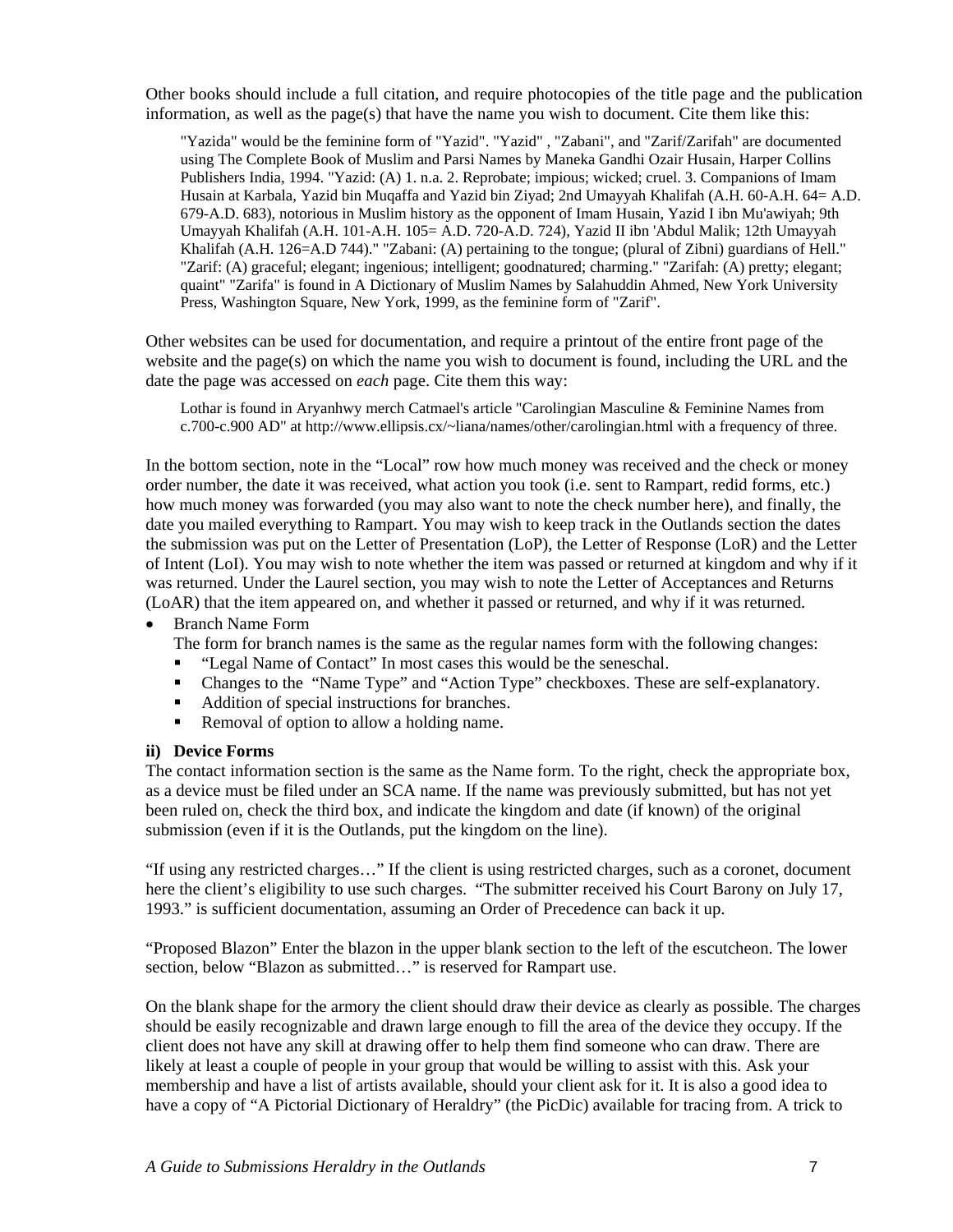Other books should include a full citation, and require photocopies of the title page and the publication information, as well as the page(s) that have the name you wish to document. Cite them like this:

> "Yazida" would be the feminine form of "Yazid". "Yazid" , "Zabani", and "Zarif/Zarifah" are documented using The Complete Book of Muslim and Parsi Names by Maneka Gandhi Ozair Husain, Harper Collins Publishers India, 1994. "Yazid: (A) 1. n.a. 2. Reprobate; impious; wicked; cruel. 3. Companions of Imam Husain at Karbala, Yazid bin Muqaffa and Yazid bin Ziyad; 2nd Umayyah Khalifah (A.H. 60-A.H. 64= A.D. 679-A.D. 683), notorious in Muslim history as the opponent of Imam Husain, Yazid I ibn Mu'awiyah; 9th Umayyah Khalifah (A.H. 101-A.H. 105= A.D. 720-A.D. 724), Yazid II ibn 'Abdul Malik; 12th Umayyah Khalifah (A.H. 126=A.D 744)." "Zabani: (A) pertaining to the tongue; (plural of Zibni) guardians of Hell." "Zarif: (A) graceful; elegant; ingenious; intelligent; goodnatured; charming." "Zarifah: (A) pretty; elegant; quaint" "Zarifa" is found in A Dictionary of Muslim Names by Salahuddin Ahmed, New York University Press, Washington Square, New York, 1999, as the feminine form of "Zarif".

Other websites can be used for documentation, and require a printout of the entire front page of the website and the page(s) on which the name you wish to document is found, including the URL and the date the page was accessed on *each* page. Cite them this way:

> Lothar is found in Aryanhwy merch Catmael's article "Carolingian Masculine & Feminine Names from c.700-c.900 AD" at http://www.ellipsis.cx/~liana/names/other/carolingian.html with a frequency of three.

In the bottom section, note in the "Local" row how much money was received and the check or money order number, the date it was received, what action you took (i.e. sent to Rampart, redid forms, etc.) how much money was forwarded (you may also want to note the check number here), and finally, the date you mailed everything to Rampart. You may wish to keep track in the Outlands section the dates the submission was put on the Letter of Presentation (LoP), the Letter of Response (LoR) and the Letter of Intent (LoI). You may wish to note whether the item was passed or returned at kingdom and why if it was returned. Under the Laurel section, you may wish to note the Letter of Acceptances and Returns (LoAR) that the item appeared on, and whether it passed or returned, and why if it was returned.

- Branch Name Form

  The form for branch names is the same as the regular names form with the following changes:
  - "Legal Name of Contact" In most cases this would be the seneschal.
  - Changes to the "Name Type" and "Action Type" checkboxes. These are self-explanatory.
  - Addition of special instructions for branches.
  - Removal of option to allow a holding name.

**ii) Device Forms**

The contact information section is the same as the Name form. To the right, check the appropriate box, as a device must be filed under an SCA name. If the name was previously submitted, but has not yet been ruled on, check the third box, and indicate the kingdom and date (if known) of the original submission (even if it is the Outlands, put the kingdom on the line).

"If using any restricted charges…" If the client is using restricted charges, such as a coronet, document here the client's eligibility to use such charges. "The submitter received his Court Barony on July 17, 1993." is sufficient documentation, assuming an Order of Precedence can back it up.

"Proposed Blazon" Enter the blazon in the upper blank section to the left of the escutcheon. The lower section, below "Blazon as submitted…" is reserved for Rampart use.

On the blank shape for the armory the client should draw their device as clearly as possible. The charges should be easily recognizable and drawn large enough to fill the area of the device they occupy. If the client does not have any skill at drawing offer to help them find someone who can draw. There are likely at least a couple of people in your group that would be willing to assist with this. Ask your membership and have a list of artists available, should your client ask for it. It is also a good idea to have a copy of "A Pictorial Dictionary of Heraldry" (the PicDic) available for tracing from. A trick to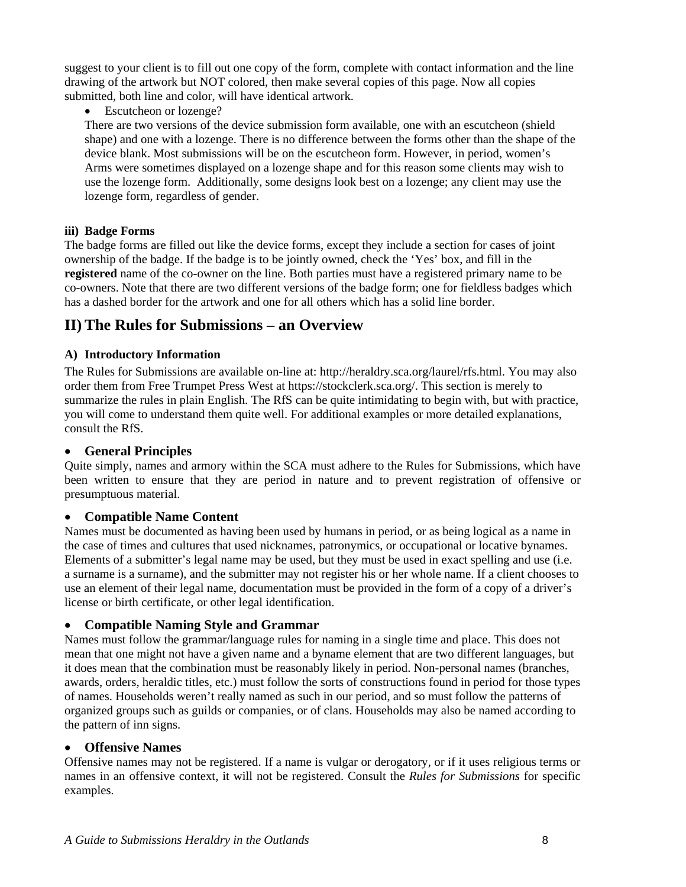suggest to your client is to fill out one copy of the form, complete with contact information and the line drawing of the artwork but NOT colored, then make several copies of this page. Now all copies submitted, both line and color, will have identical artwork.

- Escutcheon or lozenge?

  There are two versions of the device submission form available, one with an escutcheon (shield shape) and one with a lozenge. There is no difference between the forms other than the shape of the device blank. Most submissions will be on the escutcheon form. However, in period, women's Arms were sometimes displayed on a lozenge shape and for this reason some clients may wish to use the lozenge form. Additionally, some designs look best on a lozenge; any client may use the lozenge form, regardless of gender.

#### iii) Badge Forms

The badge forms are filled out like the device forms, except they include a section for cases of joint ownership of the badge. If the badge is to be jointly owned, check the 'Yes' box, and fill in the **registered** name of the co-owner on the line. Both parties must have a registered primary name to be co-owners. Note that there are two different versions of the badge form; one for fieldless badges which has a dashed border for the artwork and one for all others which has a solid line border.

## II) The Rules for Submissions – an Overview

### A) Introductory Information

The Rules for Submissions are available on-line at: http://heraldry.sca.org/laurel/rfs.html. You may also order them from Free Trumpet Press West at https://stockclerk.sca.org/. This section is merely to summarize the rules in plain English. The RfS can be quite intimidating to begin with, but with practice, you will come to understand them quite well. For additional examples or more detailed explanations, consult the RfS.

- **General Principles**

Quite simply, names and armory within the SCA must adhere to the Rules for Submissions, which have been written to ensure that they are period in nature and to prevent registration of offensive or presumptuous material.

- **Compatible Name Content**

Names must be documented as having been used by humans in period, or as being logical as a name in the case of times and cultures that used nicknames, patronymics, or occupational or locative bynames. Elements of a submitter's legal name may be used, but they must be used in exact spelling and use (i.e. a surname is a surname), and the submitter may not register his or her whole name. If a client chooses to use an element of their legal name, documentation must be provided in the form of a copy of a driver's license or birth certificate, or other legal identification.

- **Compatible Naming Style and Grammar**

Names must follow the grammar/language rules for naming in a single time and place. This does not mean that one might not have a given name and a byname element that are two different languages, but it does mean that the combination must be reasonably likely in period. Non-personal names (branches, awards, orders, heraldic titles, etc.) must follow the sorts of constructions found in period for those types of names. Households weren't really named as such in our period, and so must follow the patterns of organized groups such as guilds or companies, or of clans. Households may also be named according to the pattern of inn signs.

- **Offensive Names**

Offensive names may not be registered. If a name is vulgar or derogatory, or if it uses religious terms or names in an offensive context, it will not be registered. Consult the *Rules for Submissions* for specific examples.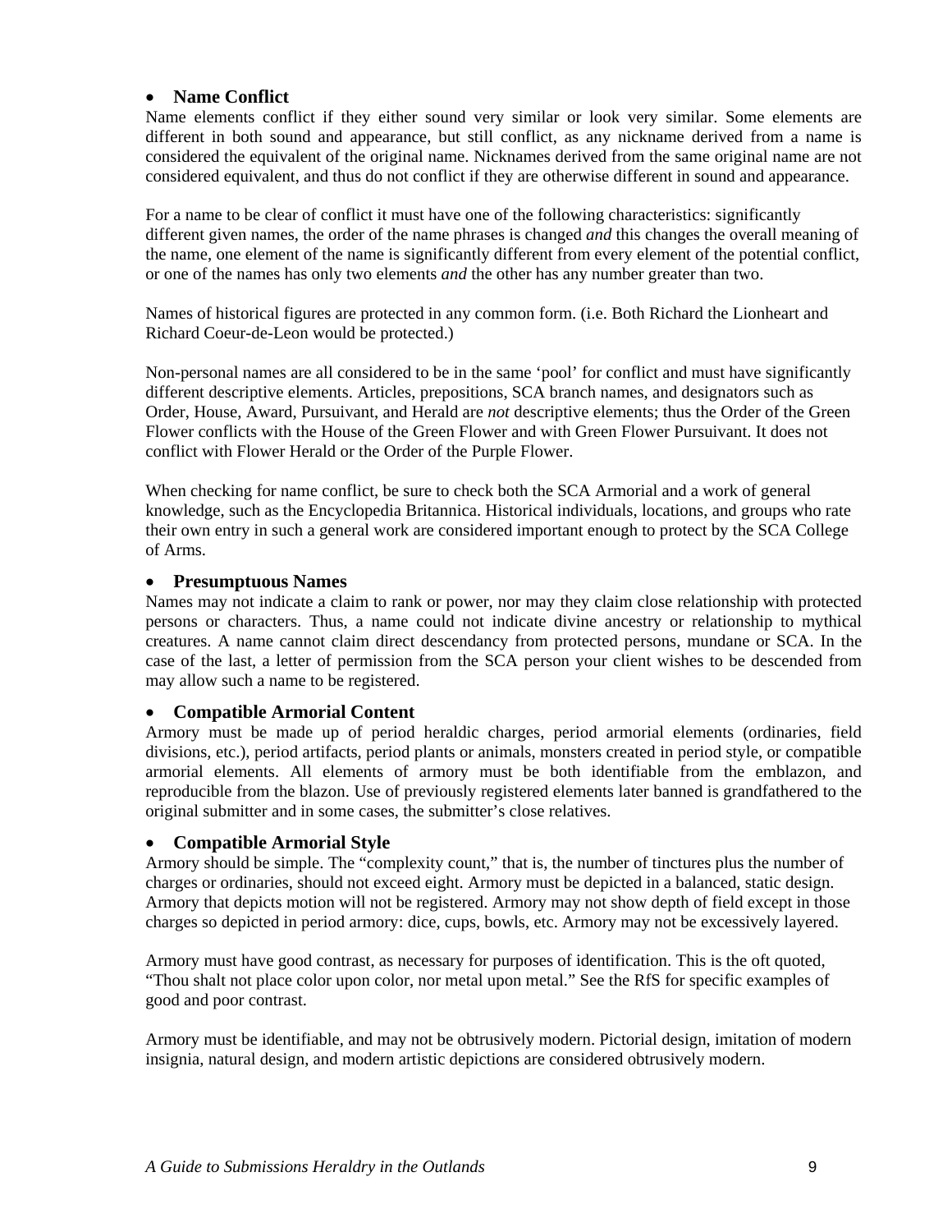- **Name Conflict**

Name elements conflict if they either sound very similar or look very similar. Some elements are different in both sound and appearance, but still conflict, as any nickname derived from a name is considered the equivalent of the original name. Nicknames derived from the same original name are not considered equivalent, and thus do not conflict if they are otherwise different in sound and appearance.

For a name to be clear of conflict it must have one of the following characteristics: significantly different given names, the order of the name phrases is changed *and* this changes the overall meaning of the name, one element of the name is significantly different from every element of the potential conflict, or one of the names has only two elements *and* the other has any number greater than two.

Names of historical figures are protected in any common form. (i.e. Both Richard the Lionheart and Richard Coeur-de-Leon would be protected.)

Non-personal names are all considered to be in the same 'pool' for conflict and must have significantly different descriptive elements. Articles, prepositions, SCA branch names, and designators such as Order, House, Award, Pursuivant, and Herald are *not* descriptive elements; thus the Order of the Green Flower conflicts with the House of the Green Flower and with Green Flower Pursuivant. It does not conflict with Flower Herald or the Order of the Purple Flower.

When checking for name conflict, be sure to check both the SCA Armorial and a work of general knowledge, such as the Encyclopedia Britannica. Historical individuals, locations, and groups who rate their own entry in such a general work are considered important enough to protect by the SCA College of Arms.

- **Presumptuous Names**

Names may not indicate a claim to rank or power, nor may they claim close relationship with protected persons or characters. Thus, a name could not indicate divine ancestry or relationship to mythical creatures. A name cannot claim direct descendancy from protected persons, mundane or SCA. In the case of the last, a letter of permission from the SCA person your client wishes to be descended from may allow such a name to be registered.

- **Compatible Armorial Content**

Armory must be made up of period heraldic charges, period armorial elements (ordinaries, field divisions, etc.), period artifacts, period plants or animals, monsters created in period style, or compatible armorial elements. All elements of armory must be both identifiable from the emblazon, and reproducible from the blazon. Use of previously registered elements later banned is grandfathered to the original submitter and in some cases, the submitter's close relatives.

- **Compatible Armorial Style**

Armory should be simple. The "complexity count," that is, the number of tinctures plus the number of charges or ordinaries, should not exceed eight. Armory must be depicted in a balanced, static design. Armory that depicts motion will not be registered. Armory may not show depth of field except in those charges so depicted in period armory: dice, cups, bowls, etc. Armory may not be excessively layered.

Armory must have good contrast, as necessary for purposes of identification. This is the oft quoted, "Thou shalt not place color upon color, nor metal upon metal." See the RfS for specific examples of good and poor contrast.

Armory must be identifiable, and may not be obtrusively modern. Pictorial design, imitation of modern insignia, natural design, and modern artistic depictions are considered obtrusively modern.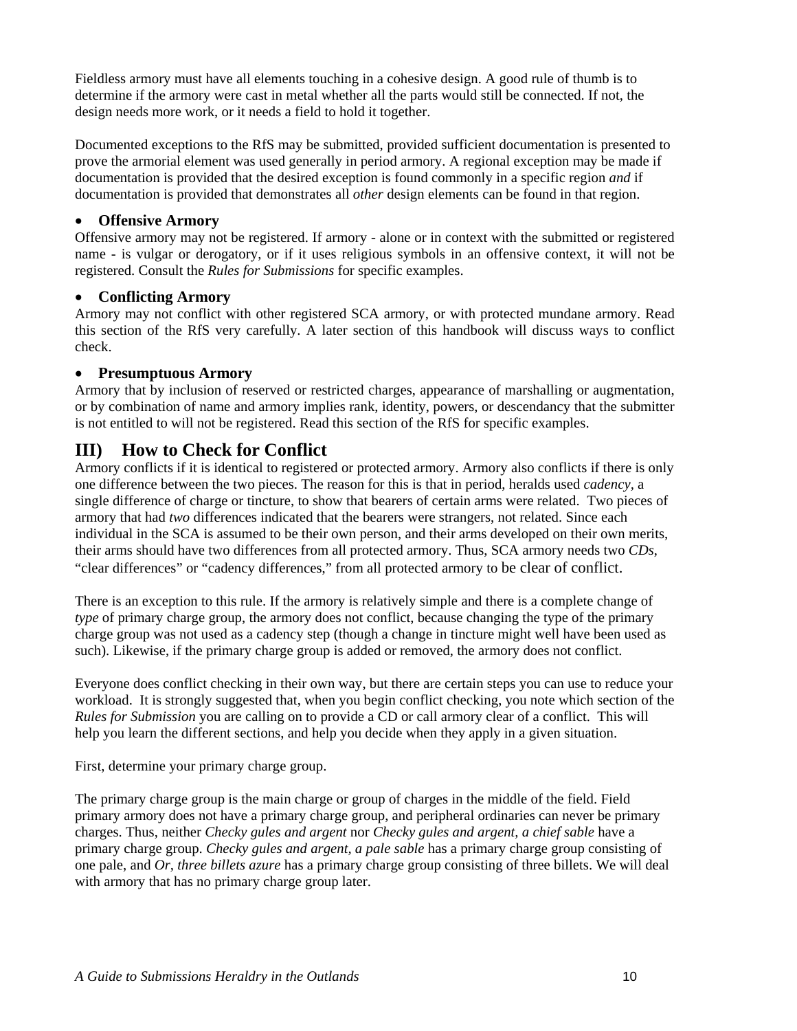Fieldless armory must have all elements touching in a cohesive design. A good rule of thumb is to determine if the armory were cast in metal whether all the parts would still be connected. If not, the design needs more work, or it needs a field to hold it together.

Documented exceptions to the RfS may be submitted, provided sufficient documentation is presented to prove the armorial element was used generally in period armory. A regional exception may be made if documentation is provided that the desired exception is found commonly in a specific region *and* if documentation is provided that demonstrates all *other* design elements can be found in that region.

- **Offensive Armory**

Offensive armory may not be registered. If armory - alone or in context with the submitted or registered name - is vulgar or derogatory, or if it uses religious symbols in an offensive context, it will not be registered. Consult the *Rules for Submissions* for specific examples.

- **Conflicting Armory**

Armory may not conflict with other registered SCA armory, or with protected mundane armory. Read this section of the RfS very carefully. A later section of this handbook will discuss ways to conflict check.

- **Presumptuous Armory**

Armory that by inclusion of reserved or restricted charges, appearance of marshalling or augmentation, or by combination of name and armory implies rank, identity, powers, or descendancy that the submitter is not entitled to will not be registered. Read this section of the RfS for specific examples.

## III) How to Check for Conflict

Armory conflicts if it is identical to registered or protected armory. Armory also conflicts if there is only one difference between the two pieces. The reason for this is that in period, heralds used *cadency*, a single difference of charge or tincture, to show that bearers of certain arms were related. Two pieces of armory that had *two* differences indicated that the bearers were strangers, not related. Since each individual in the SCA is assumed to be their own person, and their arms developed on their own merits, their arms should have two differences from all protected armory. Thus, SCA armory needs two *CDs*, "clear differences" or "cadency differences," from all protected armory to be clear of conflict.

There is an exception to this rule. If the armory is relatively simple and there is a complete change of *type* of primary charge group, the armory does not conflict, because changing the type of the primary charge group was not used as a cadency step (though a change in tincture might well have been used as such). Likewise, if the primary charge group is added or removed, the armory does not conflict.

Everyone does conflict checking in their own way, but there are certain steps you can use to reduce your workload. It is strongly suggested that, when you begin conflict checking, you note which section of the *Rules for Submission* you are calling on to provide a CD or call armory clear of a conflict. This will help you learn the different sections, and help you decide when they apply in a given situation.

First, determine your primary charge group.

The primary charge group is the main charge or group of charges in the middle of the field. Field primary armory does not have a primary charge group, and peripheral ordinaries can never be primary charges. Thus, neither *Checky gules and argent* nor *Checky gules and argent, a chief sable* have a primary charge group. *Checky gules and argent, a pale sable* has a primary charge group consisting of one pale, and *Or, three billets azure* has a primary charge group consisting of three billets. We will deal with armory that has no primary charge group later.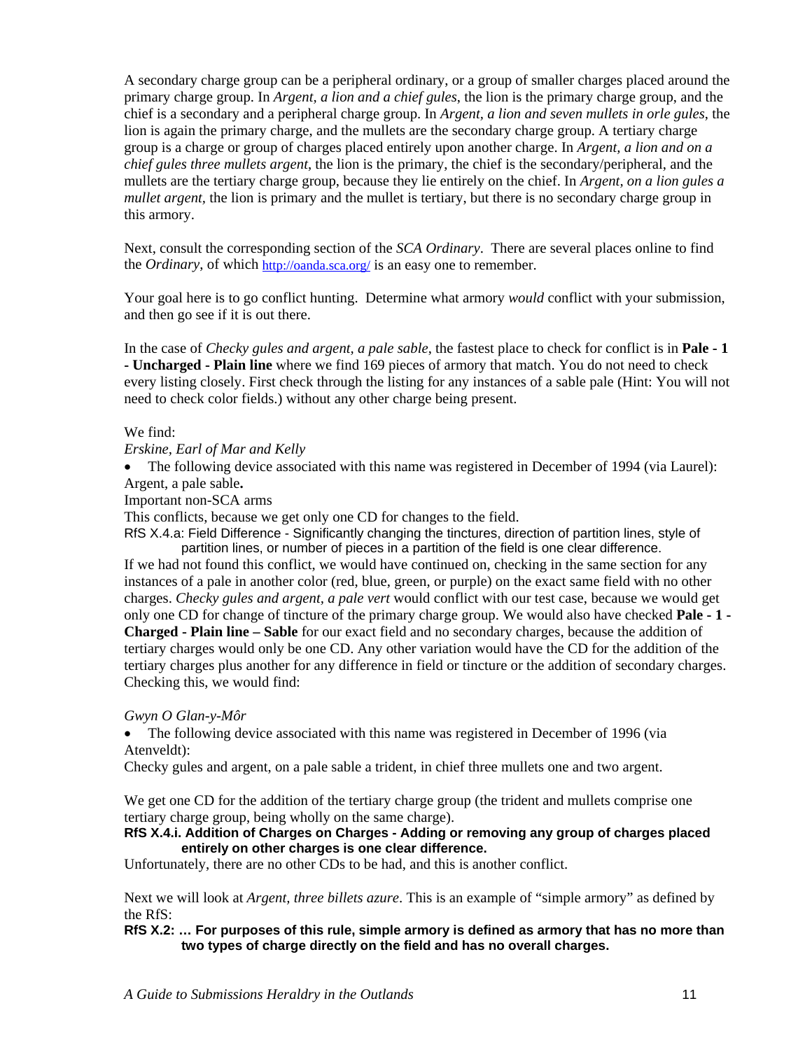A secondary charge group can be a peripheral ordinary, or a group of smaller charges placed around the primary charge group. In *Argent, a lion and a chief gules*, the lion is the primary charge group, and the chief is a secondary and a peripheral charge group. In *Argent, a lion and seven mullets in orle gules*, the lion is again the primary charge, and the mullets are the secondary charge group. A tertiary charge group is a charge or group of charges placed entirely upon another charge. In *Argent, a lion and on a chief gules three mullets argent*, the lion is the primary, the chief is the secondary/peripheral, and the mullets are the tertiary charge group, because they lie entirely on the chief. In *Argent, on a lion gules a mullet argent*, the lion is primary and the mullet is tertiary, but there is no secondary charge group in this armory.

Next, consult the corresponding section of the *SCA Ordinary*. There are several places online to find the *Ordinary*, of which http://oanda.sca.org/ is an easy one to remember.

Your goal here is to go conflict hunting. Determine what armory *would* conflict with your submission, and then go see if it is out there.

In the case of *Checky gules and argent, a pale sable*, the fastest place to check for conflict is in **Pale - 1 - Uncharged - Plain line** where we find 169 pieces of armory that match. You do not need to check every listing closely. First check through the listing for any instances of a sable pale (Hint: You will not need to check color fields.) without any other charge being present.

We find:

*Erskine, Earl of Mar and Kelly*

- The following device associated with this name was registered in December of 1994 (via Laurel):

Argent, a pale sable**.**

Important non-SCA arms

This conflicts, because we get only one CD for changes to the field.

RfS X.4.a: Field Difference - Significantly changing the tinctures, direction of partition lines, style of partition lines, or number of pieces in a partition of the field is one clear difference.

If we had not found this conflict, we would have continued on, checking in the same section for any instances of a pale in another color (red, blue, green, or purple) on the exact same field with no other charges. *Checky gules and argent, a pale vert* would conflict with our test case, because we would get only one CD for change of tincture of the primary charge group. We would also have checked **Pale - 1 - Charged - Plain line – Sable** for our exact field and no secondary charges, because the addition of tertiary charges would only be one CD. Any other variation would have the CD for the addition of the tertiary charges plus another for any difference in field or tincture or the addition of secondary charges. Checking this, we would find:

*Gwyn O Glan-y-Môr*

- The following device associated with this name was registered in December of 1996 (via Atenveldt):

Checky gules and argent, on a pale sable a trident, in chief three mullets one and two argent.

We get one CD for the addition of the tertiary charge group (the trident and mullets comprise one tertiary charge group, being wholly on the same charge).

**RfS X.4.i. Addition of Charges on Charges - Adding or removing any group of charges placed entirely on other charges is one clear difference.**

Unfortunately, there are no other CDs to be had, and this is another conflict.

Next we will look at *Argent, three billets azure*. This is an example of "simple armory" as defined by the RfS:

**RfS X.2: … For purposes of this rule, simple armory is defined as armory that has no more than two types of charge directly on the field and has no overall charges.**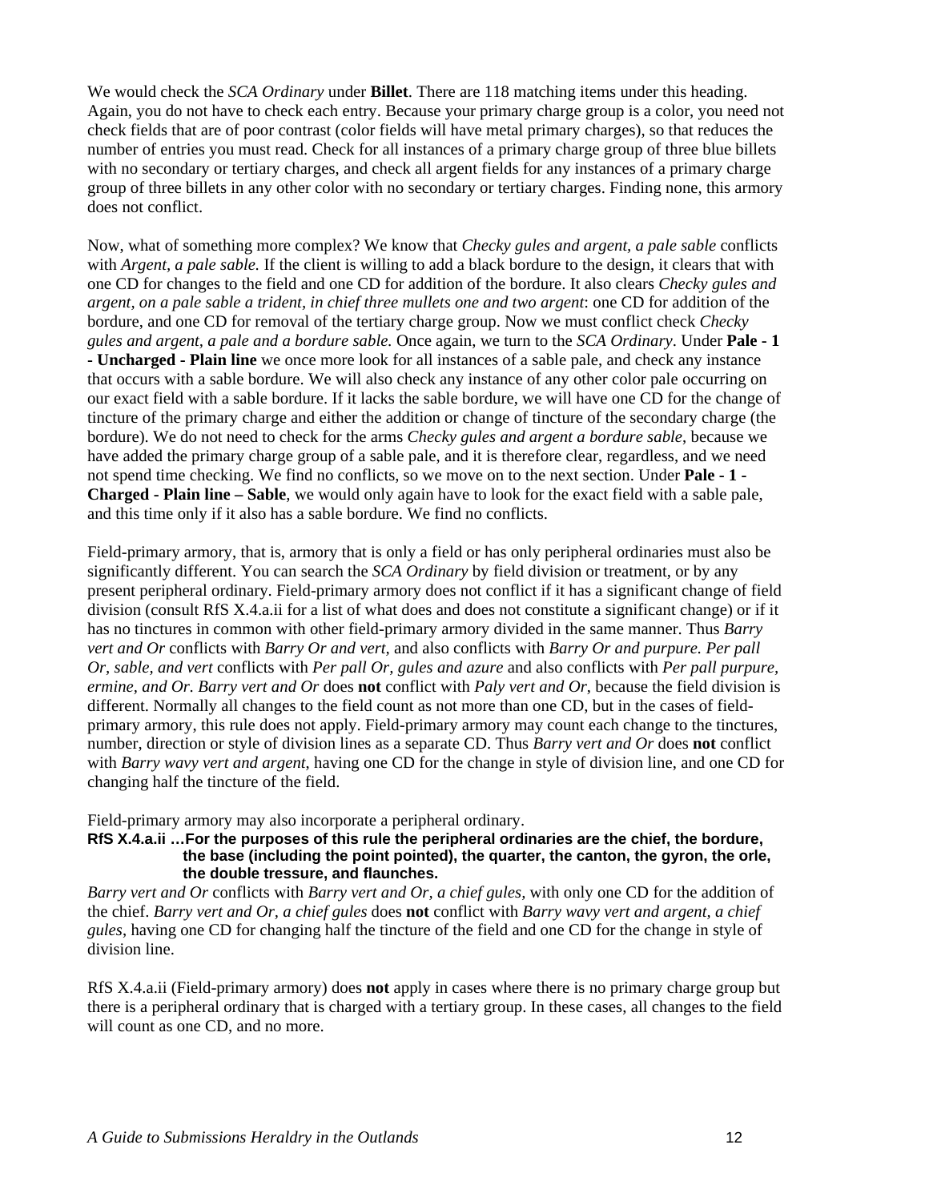We would check the *SCA Ordinary* under **Billet**. There are 118 matching items under this heading. Again, you do not have to check each entry. Because your primary charge group is a color, you need not check fields that are of poor contrast (color fields will have metal primary charges), so that reduces the number of entries you must read. Check for all instances of a primary charge group of three blue billets with no secondary or tertiary charges, and check all argent fields for any instances of a primary charge group of three billets in any other color with no secondary or tertiary charges. Finding none, this armory does not conflict.

Now, what of something more complex? We know that *Checky gules and argent, a pale sable* conflicts with *Argent, a pale sable.* If the client is willing to add a black bordure to the design, it clears that with one CD for changes to the field and one CD for addition of the bordure. It also clears *Checky gules and argent, on a pale sable a trident, in chief three mullets one and two argent*: one CD for addition of the bordure, and one CD for removal of the tertiary charge group. Now we must conflict check *Checky gules and argent, a pale and a bordure sable.* Once again, we turn to the *SCA Ordinary*. Under **Pale - 1 - Uncharged - Plain line** we once more look for all instances of a sable pale, and check any instance that occurs with a sable bordure. We will also check any instance of any other color pale occurring on our exact field with a sable bordure. If it lacks the sable bordure, we will have one CD for the change of tincture of the primary charge and either the addition or change of tincture of the secondary charge (the bordure). We do not need to check for the arms *Checky gules and argent a bordure sable,* because we have added the primary charge group of a sable pale, and it is therefore clear, regardless, and we need not spend time checking. We find no conflicts, so we move on to the next section. Under **Pale - 1 - Charged - Plain line – Sable**, we would only again have to look for the exact field with a sable pale, and this time only if it also has a sable bordure. We find no conflicts.

Field-primary armory, that is, armory that is only a field or has only peripheral ordinaries must also be significantly different. You can search the *SCA Ordinary* by field division or treatment, or by any present peripheral ordinary. Field-primary armory does not conflict if it has a significant change of field division (consult RfS X.4.a.ii for a list of what does and does not constitute a significant change) or if it has no tinctures in common with other field-primary armory divided in the same manner. Thus *Barry vert and Or* conflicts with *Barry Or and vert,* and also conflicts with *Barry Or and purpure. Per pall Or, sable, and vert* conflicts with *Per pall Or, gules and azure* and also conflicts with *Per pall purpure, ermine, and Or. Barry vert and Or* does **not** conflict with *Paly vert and Or*, because the field division is different. Normally all changes to the field count as not more than one CD, but in the cases of field-primary armory, this rule does not apply. Field-primary armory may count each change to the tinctures, number, direction or style of division lines as a separate CD. Thus *Barry vert and Or* does **not** conflict with *Barry wavy vert and argent*, having one CD for the change in style of division line, and one CD for changing half the tincture of the field.

Field-primary armory may also incorporate a peripheral ordinary.

**RfS X.4.a.ii …For the purposes of this rule the peripheral ordinaries are the chief, the bordure, the base (including the point pointed), the quarter, the canton, the gyron, the orle, the double tressure, and flaunches.**

*Barry vert and Or* conflicts with *Barry vert and Or, a chief gules,* with only one CD for the addition of the chief. *Barry vert and Or, a chief gules* does **not** conflict with *Barry wavy vert and argent, a chief gules*, having one CD for changing half the tincture of the field and one CD for the change in style of division line.

RfS X.4.a.ii (Field-primary armory) does **not** apply in cases where there is no primary charge group but there is a peripheral ordinary that is charged with a tertiary group. In these cases, all changes to the field will count as one CD, and no more.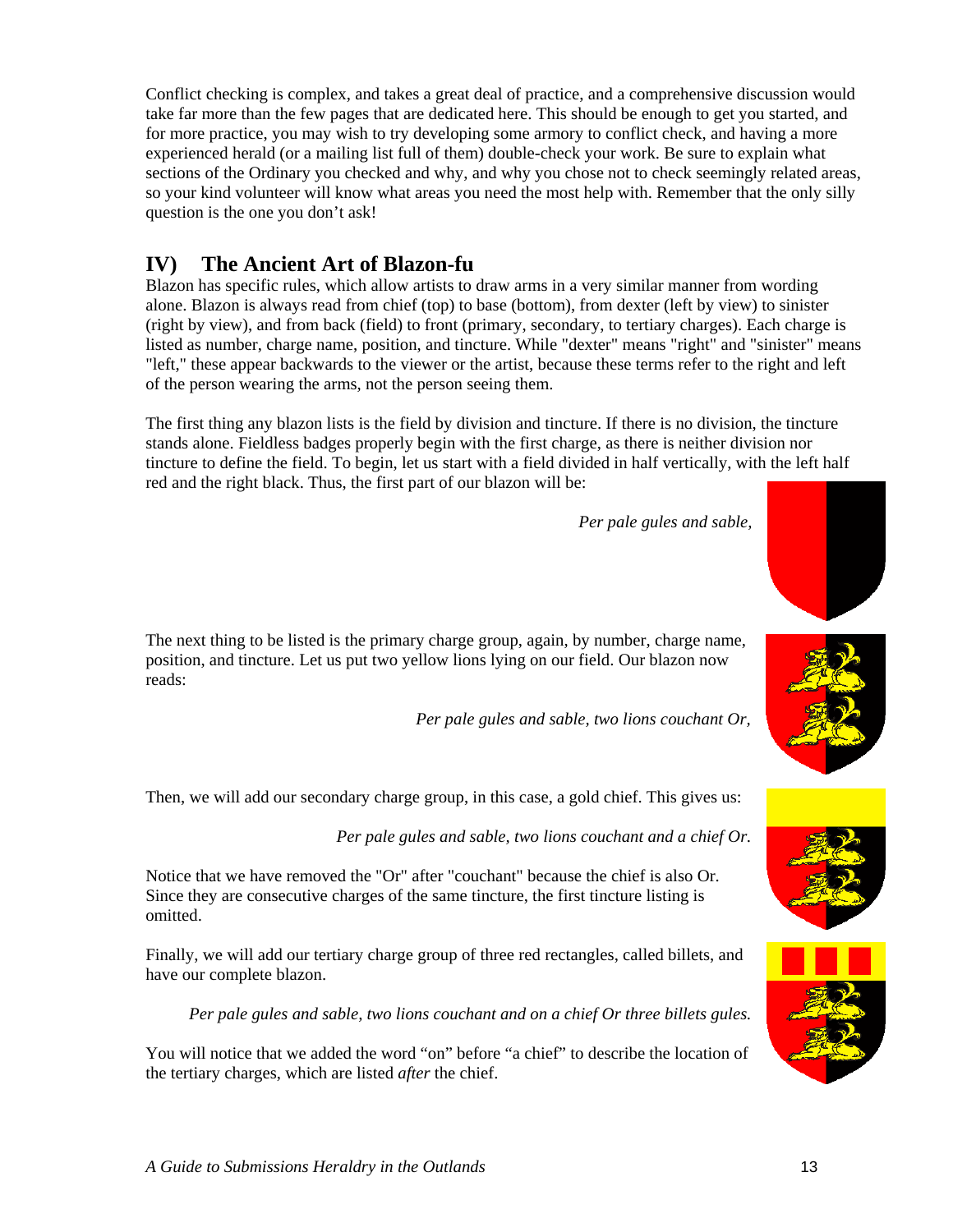Conflict checking is complex, and takes a great deal of practice, and a comprehensive discussion would take far more than the few pages that are dedicated here. This should be enough to get you started, and for more practice, you may wish to try developing some armory to conflict check, and having a more experienced herald (or a mailing list full of them) double-check your work. Be sure to explain what sections of the Ordinary you checked and why, and why you chose not to check seemingly related areas, so your kind volunteer will know what areas you need the most help with. Remember that the only silly question is the one you don't ask!

## IV) The Ancient Art of Blazon-fu

Blazon has specific rules, which allow artists to draw arms in a very similar manner from wording alone. Blazon is always read from chief (top) to base (bottom), from dexter (left by view) to sinister (right by view), and from back (field) to front (primary, secondary, to tertiary charges). Each charge is listed as number, charge name, position, and tincture. While "dexter" means "right" and "sinister" means "left," these appear backwards to the viewer or the artist, because these terms refer to the right and left of the person wearing the arms, not the person seeing them.

The first thing any blazon lists is the field by division and tincture. If there is no division, the tincture stands alone. Fieldless badges properly begin with the first charge, as there is neither division nor tincture to define the field. To begin, let us start with a field divided in half vertically, with the left half red and the right black. Thus, the first part of our blazon will be:

*Per pale gules and sable,*

The next thing to be listed is the primary charge group, again, by number, charge name, position, and tincture. Let us put two yellow lions lying on our field. Our blazon now reads:

*Per pale gules and sable, two lions couchant Or,*

Then, we will add our secondary charge group, in this case, a gold chief. This gives us:

*Per pale gules and sable, two lions couchant and a chief Or.*

Notice that we have removed the "Or" after "couchant" because the chief is also Or. Since they are consecutive charges of the same tincture, the first tincture listing is omitted.

Finally, we will add our tertiary charge group of three red rectangles, called billets, and have our complete blazon.

*Per pale gules and sable, two lions couchant and on a chief Or three billets gules.*

You will notice that we added the word "on" before "a chief" to describe the location of the tertiary charges, which are listed *after* the chief.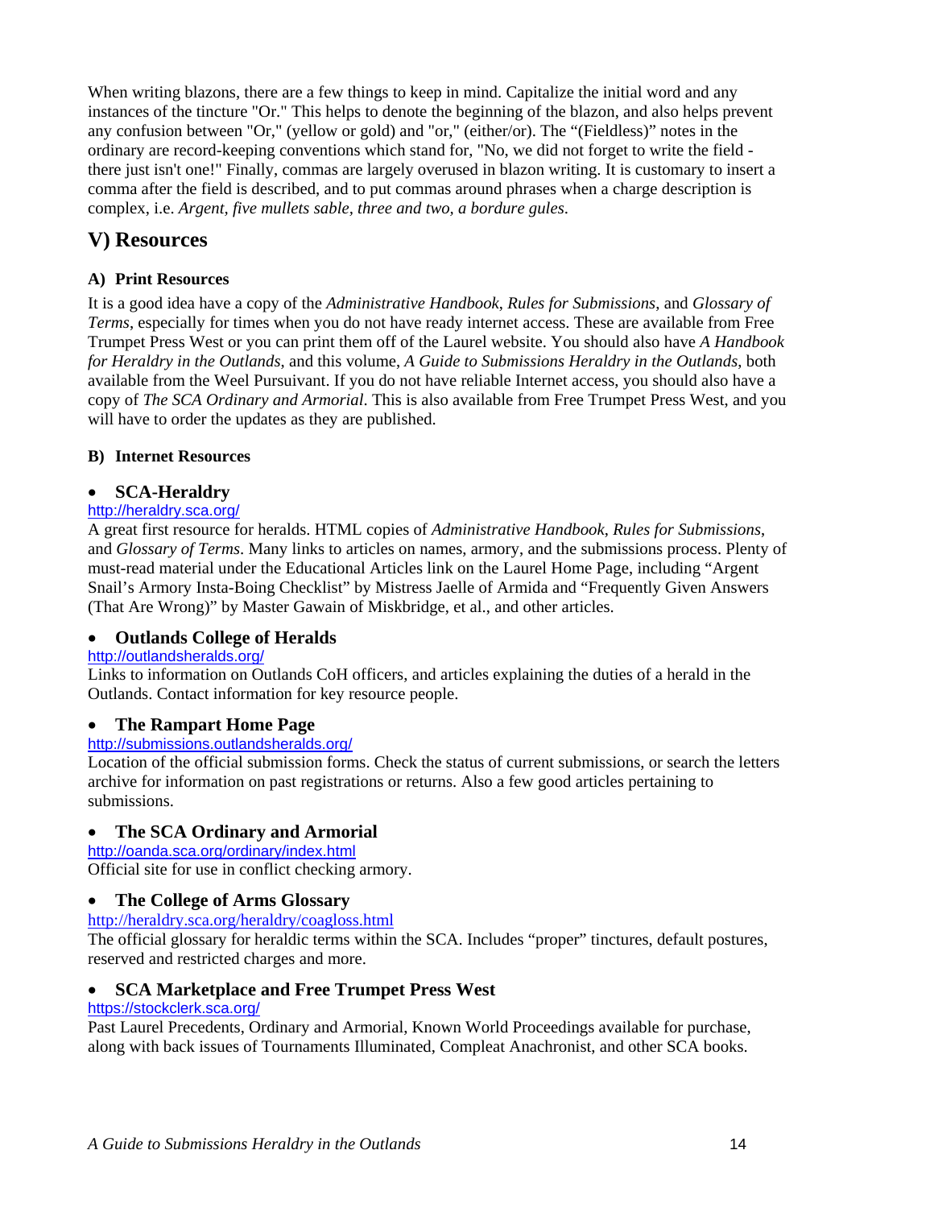When writing blazons, there are a few things to keep in mind. Capitalize the initial word and any instances of the tincture "Or." This helps to denote the beginning of the blazon, and also helps prevent any confusion between "Or," (yellow or gold) and "or," (either/or). The "(Fieldless)" notes in the ordinary are record-keeping conventions which stand for, "No, we did not forget to write the field - there just isn't one!" Finally, commas are largely overused in blazon writing. It is customary to insert a comma after the field is described, and to put commas around phrases when a charge description is complex, i.e. *Argent, five mullets sable, three and two, a bordure gules*.

## V) Resources

### A) Print Resources

It is a good idea have a copy of the *Administrative Handbook*, *Rules for Submissions*, and *Glossary of Terms*, especially for times when you do not have ready internet access. These are available from Free Trumpet Press West or you can print them off of the Laurel website. You should also have *A Handbook for Heraldry in the Outlands*, and this volume, *A Guide to Submissions Heraldry in the Outlands*, both available from the Weel Pursuivant. If you do not have reliable Internet access, you should also have a copy of *The SCA Ordinary and Armorial*. This is also available from Free Trumpet Press West, and you will have to order the updates as they are published.

### B) Internet Resources

- **SCA-Heraldry**

http://heraldry.sca.org/

A great first resource for heralds. HTML copies of *Administrative Handbook*, *Rules for Submissions*, and *Glossary of Terms*. Many links to articles on names, armory, and the submissions process. Plenty of must-read material under the Educational Articles link on the Laurel Home Page, including "Argent Snail's Armory Insta-Boing Checklist" by Mistress Jaelle of Armida and "Frequently Given Answers (That Are Wrong)" by Master Gawain of Miskbridge, et al., and other articles.

- **Outlands College of Heralds**

http://outlandsheralds.org/

Links to information on Outlands CoH officers, and articles explaining the duties of a herald in the Outlands. Contact information for key resource people.

- **The Rampart Home Page**

http://submissions.outlandsheralds.org/

Location of the official submission forms. Check the status of current submissions, or search the letters archive for information on past registrations or returns. Also a few good articles pertaining to submissions.

- **The SCA Ordinary and Armorial**

http://oanda.sca.org/ordinary/index.html

Official site for use in conflict checking armory.

- **The College of Arms Glossary**

http://heraldry.sca.org/heraldry/coagloss.html

The official glossary for heraldic terms within the SCA. Includes "proper" tinctures, default postures, reserved and restricted charges and more.

- **SCA Marketplace and Free Trumpet Press West**

https://stockclerk.sca.org/

Past Laurel Precedents, Ordinary and Armorial, Known World Proceedings available for purchase, along with back issues of Tournaments Illuminated, Compleat Anachronist, and other SCA books.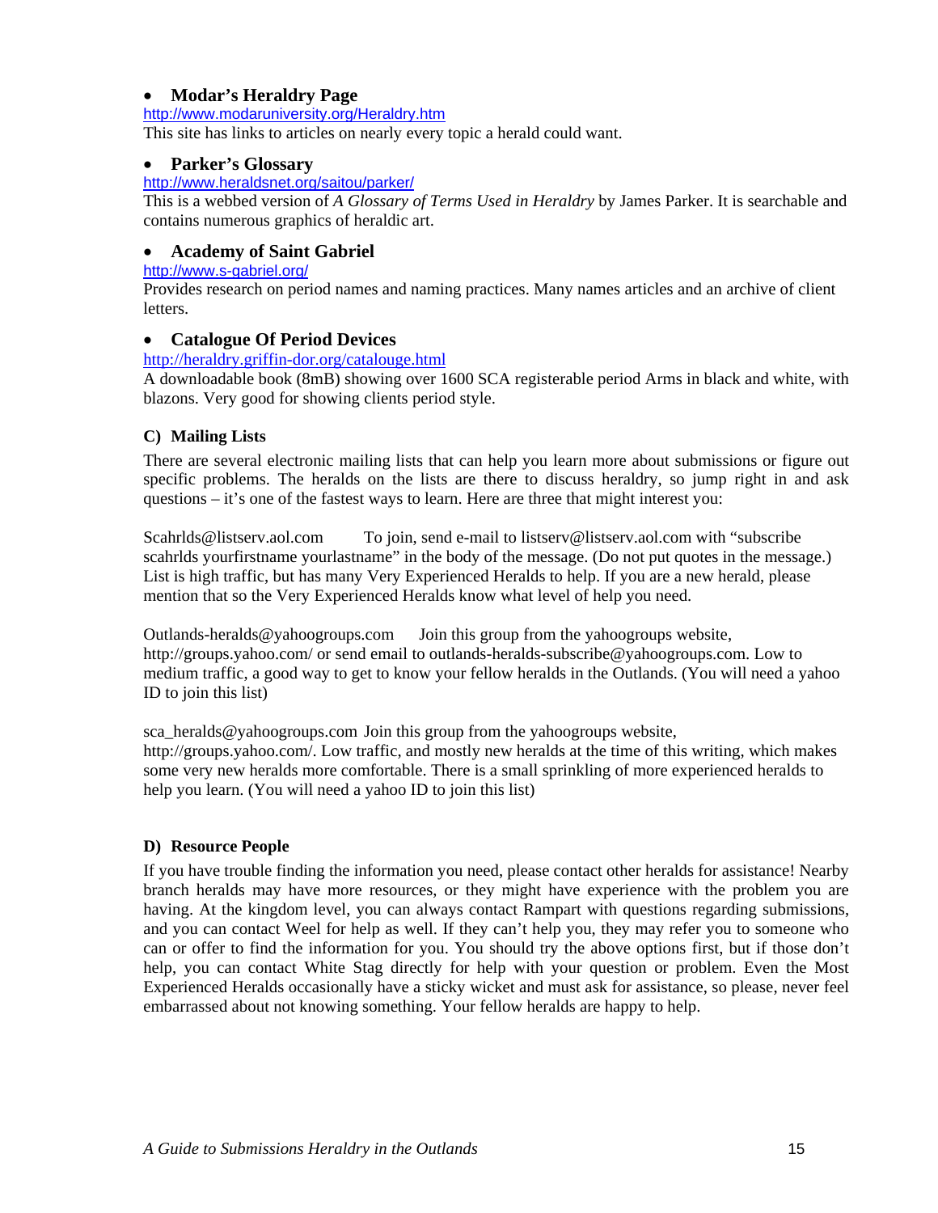- **Modar's Heraldry Page**

http://www.modaruniversity.org/Heraldry.htm
This site has links to articles on nearly every topic a herald could want.

- **Parker's Glossary**

http://www.heraldsnet.org/saitou/parker/
This is a webbed version of *A Glossary of Terms Used in Heraldry* by James Parker. It is searchable and contains numerous graphics of heraldic art.

- **Academy of Saint Gabriel**

http://www.s-gabriel.org/
Provides research on period names and naming practices. Many names articles and an archive of client letters.

- **Catalogue Of Period Devices**

http://heraldry.griffin-dor.org/catalouge.html
A downloadable book (8mB) showing over 1600 SCA registerable period Arms in black and white, with blazons. Very good for showing clients period style.

### C) Mailing Lists

There are several electronic mailing lists that can help you learn more about submissions or figure out specific problems. The heralds on the lists are there to discuss heraldry, so jump right in and ask questions – it's one of the fastest ways to learn. Here are three that might interest you:

Scahrlds@listserv.aol.com    To join, send e-mail to listserv@listserv.aol.com with "subscribe scahrlds yourfirstname yourlastname" in the body of the message. (Do not put quotes in the message.) List is high traffic, but has many Very Experienced Heralds to help. If you are a new herald, please mention that so the Very Experienced Heralds know what level of help you need.

Outlands-heralds@yahoogroups.com    Join this group from the yahoogroups website, http://groups.yahoo.com/ or send email to outlands-heralds-subscribe@yahoogroups.com. Low to medium traffic, a good way to get to know your fellow heralds in the Outlands. (You will need a yahoo ID to join this list)

sca_heralds@yahoogroups.com Join this group from the yahoogroups website, http://groups.yahoo.com/. Low traffic, and mostly new heralds at the time of this writing, which makes some very new heralds more comfortable. There is a small sprinkling of more experienced heralds to help you learn. (You will need a yahoo ID to join this list)

### D) Resource People

If you have trouble finding the information you need, please contact other heralds for assistance! Nearby branch heralds may have more resources, or they might have experience with the problem you are having. At the kingdom level, you can always contact Rampart with questions regarding submissions, and you can contact Weel for help as well. If they can't help you, they may refer you to someone who can or offer to find the information for you. You should try the above options first, but if those don't help, you can contact White Stag directly for help with your question or problem. Even the Most Experienced Heralds occasionally have a sticky wicket and must ask for assistance, so please, never feel embarrassed about not knowing something. Your fellow heralds are happy to help.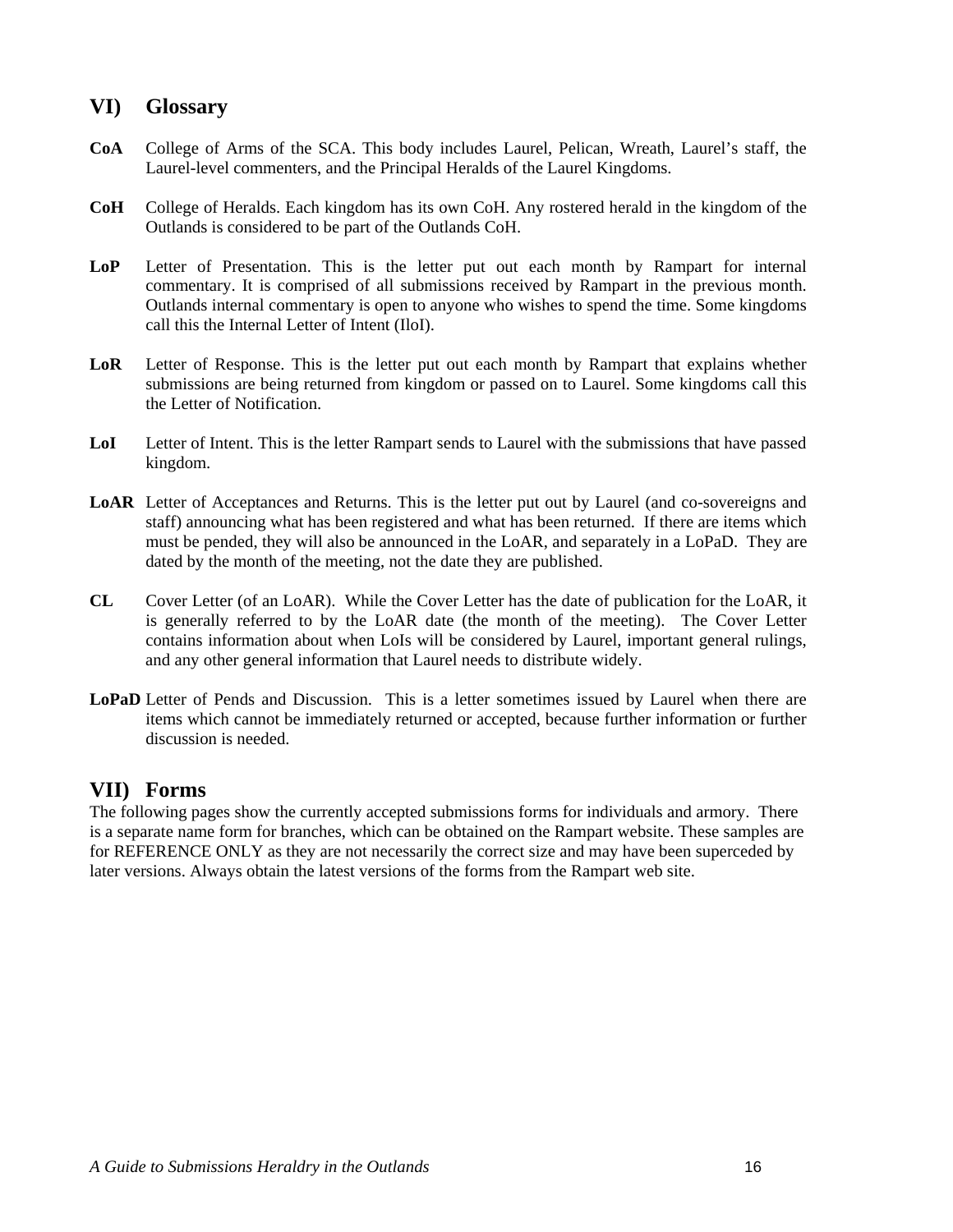## VI) Glossary

**CoA** College of Arms of the SCA. This body includes Laurel, Pelican, Wreath, Laurel's staff, the Laurel-level commenters, and the Principal Heralds of the Laurel Kingdoms.

**CoH** College of Heralds. Each kingdom has its own CoH. Any rostered herald in the kingdom of the Outlands is considered to be part of the Outlands CoH.

**LoP** Letter of Presentation. This is the letter put out each month by Rampart for internal commentary. It is comprised of all submissions received by Rampart in the previous month. Outlands internal commentary is open to anyone who wishes to spend the time. Some kingdoms call this the Internal Letter of Intent (IloI).

**LoR** Letter of Response. This is the letter put out each month by Rampart that explains whether submissions are being returned from kingdom or passed on to Laurel. Some kingdoms call this the Letter of Notification.

**LoI** Letter of Intent. This is the letter Rampart sends to Laurel with the submissions that have passed kingdom.

**LoAR** Letter of Acceptances and Returns. This is the letter put out by Laurel (and co-sovereigns and staff) announcing what has been registered and what has been returned. If there are items which must be pended, they will also be announced in the LoAR, and separately in a LoPaD. They are dated by the month of the meeting, not the date they are published.

**CL** Cover Letter (of an LoAR). While the Cover Letter has the date of publication for the LoAR, it is generally referred to by the LoAR date (the month of the meeting). The Cover Letter contains information about when LoIs will be considered by Laurel, important general rulings, and any other general information that Laurel needs to distribute widely.

**LoPaD** Letter of Pends and Discussion. This is a letter sometimes issued by Laurel when there are items which cannot be immediately returned or accepted, because further information or further discussion is needed.

## VII) Forms

The following pages show the currently accepted submissions forms for individuals and armory. There is a separate name form for branches, which can be obtained on the Rampart website. These samples are for REFERENCE ONLY as they are not necessarily the correct size and may have been superceded by later versions. Always obtain the latest versions of the forms from the Rampart web site.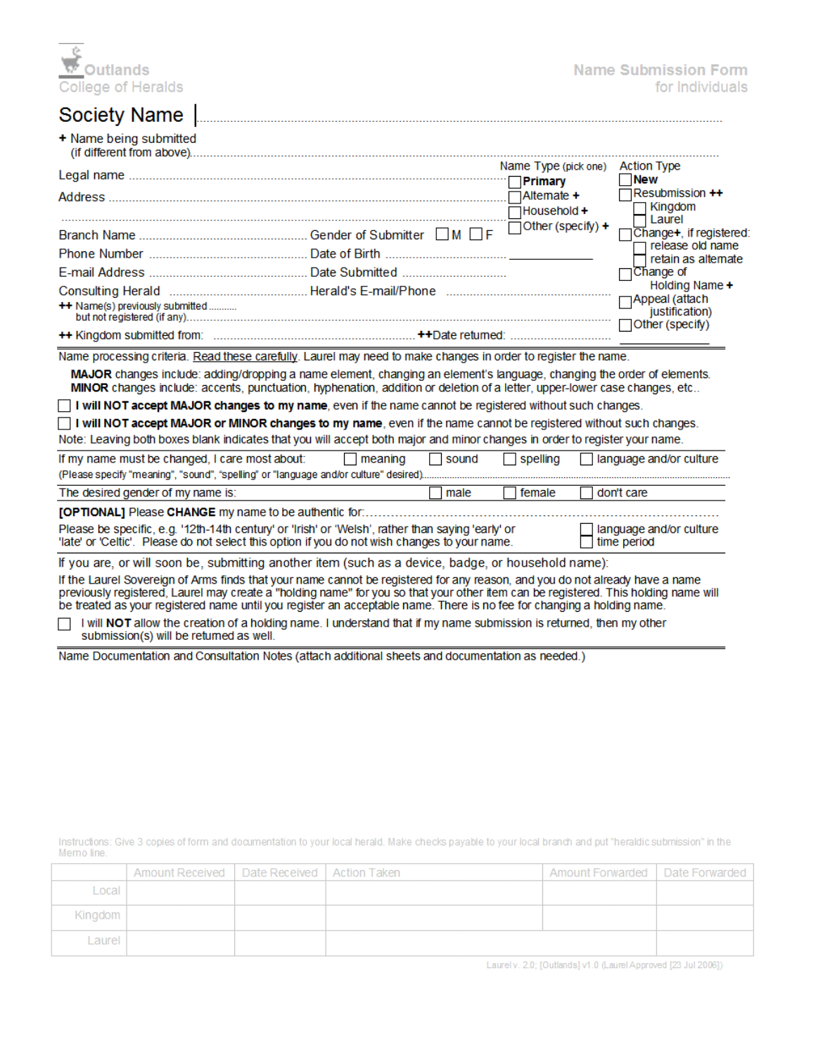Outlands
College of Heralds

# Name Submission Form
for Individuals

## Society Name ................................................................

**+** Name being submitted
(if different from above)..................................................................

Legal name ..............................................................................

Address ....................................................................................

..................................................................................................

**Name Type** (pick one)

- ☐ **Primary**
- ☐ Alternate **+**
- ☐ Household **+**
- ☐ Other (specify) **+** ________________

**Action Type**

- ☐ **New**
- ☐ Resubmission **++**
  - ☐ Kingdom
  - ☐ Laurel
- ☐ Change**+**, if registered:
  - ☐ release old name
  - ☐ retain as alternate
- ☐ Change of Holding Name **+**
- ☐ Appeal (attach justification)
- ☐ Other (specify) ________________

Branch Name ........................................ Gender of Submitter ☐ M ☐ F

Phone Number ...................................... Date of Birth ......................................

E-mail Address ..................................... Date Submitted ...................................

Consulting Herald ................................. Herald's E-mail/Phone ..............................

**++** Name(s) previously submitted but not registered (if any)..........

**++** Kingdom submitted from: ........................................ **++**Date returned: ..........................

---

Name processing criteria. Read these carefully. Laurel may need to make changes in order to register the name.

**MAJOR** changes include: adding/dropping a name element, changing an element's language, changing the order of elements.
**MINOR** changes include: accents, punctuation, hyphenation, addition or deletion of a letter, upper-lower case changes, etc..

☐ **I will NOT accept MAJOR changes to my name**, even if the name cannot be registered without such changes.

☐ **I will NOT accept MAJOR or MINOR changes to my name**, even if the name cannot be registered without such changes.

Note: Leaving both boxes blank indicates that you will accept both major and minor changes in order to register your name.

---

If my name must be changed, I care most about: ☐ meaning ☐ sound ☐ spelling ☐ language and/or culture
(Please specify "meaning", "sound", "spelling" or "language and/or culture" desired)..........................................

---

The desired gender of my name is: ☐ male ☐ female ☐ don't care

---

**[OPTIONAL]** Please **CHANGE** my name to be authentic for:......................................................................

Please be specific, e.g. '12th-14th century' or 'Irish' or 'Welsh', rather than saying 'early' or 'late' or 'Celtic'. Please do not select this option if you do not wish changes to your name.

☐ language and/or culture
☐ time period

---

If you are, or will soon be, submitting another item (such as a device, badge, or household name):

If the Laurel Sovereign of Arms finds that your name cannot be registered for any reason, and you do not already have a name previously registered, Laurel may create a "holding name" for you so that your other item can be registered. This holding name will be treated as your registered name until you register an acceptable name. There is no fee for changing a holding name.

☐ I will **NOT** allow the creation of a holding name. I understand that if my name submission is returned, then my other submission(s) will be returned as well.

---

Name Documentation and Consultation Notes (attach additional sheets and documentation as needed.)

Instructions: Give 3 copies of form and documentation to your local herald. Make checks payable to your local branch and put "heraldic submission" in the Memo line.

| | Amount Received | Date Received | Action Taken | Amount Forwarded | Date Forwarded |
|---|---|---|---|---|---|
| Local | | | | | |
| Kingdom | | | | | |
| Laurel | | | | | |

Laurel v. 2.0; [Outlands] v1.0 (Laurel Approved [23 Jul 2006])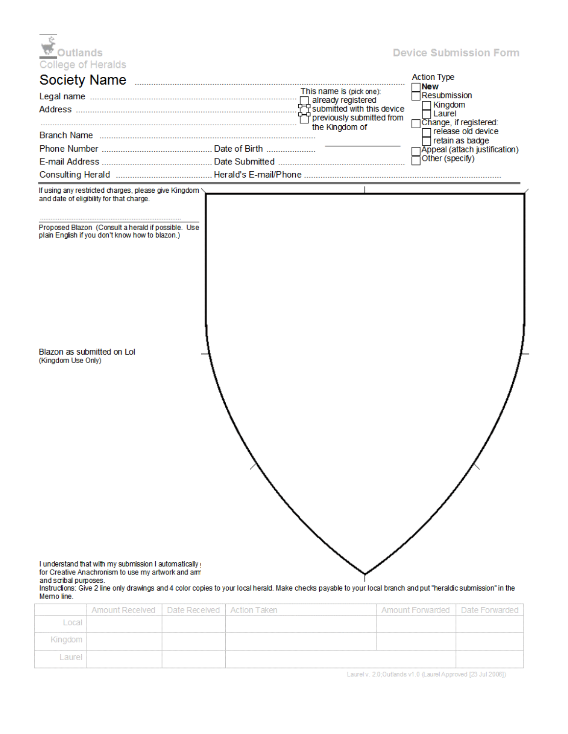Outlands
College of Heralds

# Device Submission Form

## Society Name ..............................................................................................

Legal name ..............................................................................................

Address ..............................................................................................

..............................................................................................

Branch Name ..............................................................................................

Phone Number .............................................. Date of Birth ....................

E-mail Address .............................................. Date Submitted ..............................................

Consulting Herald .............................................. Herald's E-mail/Phone ..............................................

This name is (pick one):

- ☐ already registered
- ☐ submitted with this device
- ☐ previously submitted from the Kingdom of ____________________

Action Type

- ☐ **New**
- ☐ Resubmission
  - ☐ Kingdom
  - ☐ Laurel
- ☐ Change, if registered:
  - ☐ release old device
  - ☐ retain as badge
- ☐ Appeal (attach justification)
- ☐ Other (specify)

If using any restricted charges, please give Kingdom and date of eligibility for that charge.

..............................................................................................

Proposed Blazon (Consult a herald if possible. Use plain English if you don't know how to blazon.)

Blazon as submitted on LoI
(Kingdom Use Only)

I understand that with my submission I automatically g
for Creative Anachronism to use my artwork and arm
and scribal purposes.

Instructions: Give 2 line only drawings and 4 color copies to your local herald. Make checks payable to your local branch and put "heraldic submission" in the Memo line.

| | Amount Received | Date Received | Action Taken | Amount Forwarded | Date Forwarded |
|---|---|---|---|---|---|
| Local | | | | | |
| Kingdom | | | | | |
| Laurel | | | | | |

Laurel v. 2.0;Outlands v1.0 (Laurel Approved [23 Jul 2006])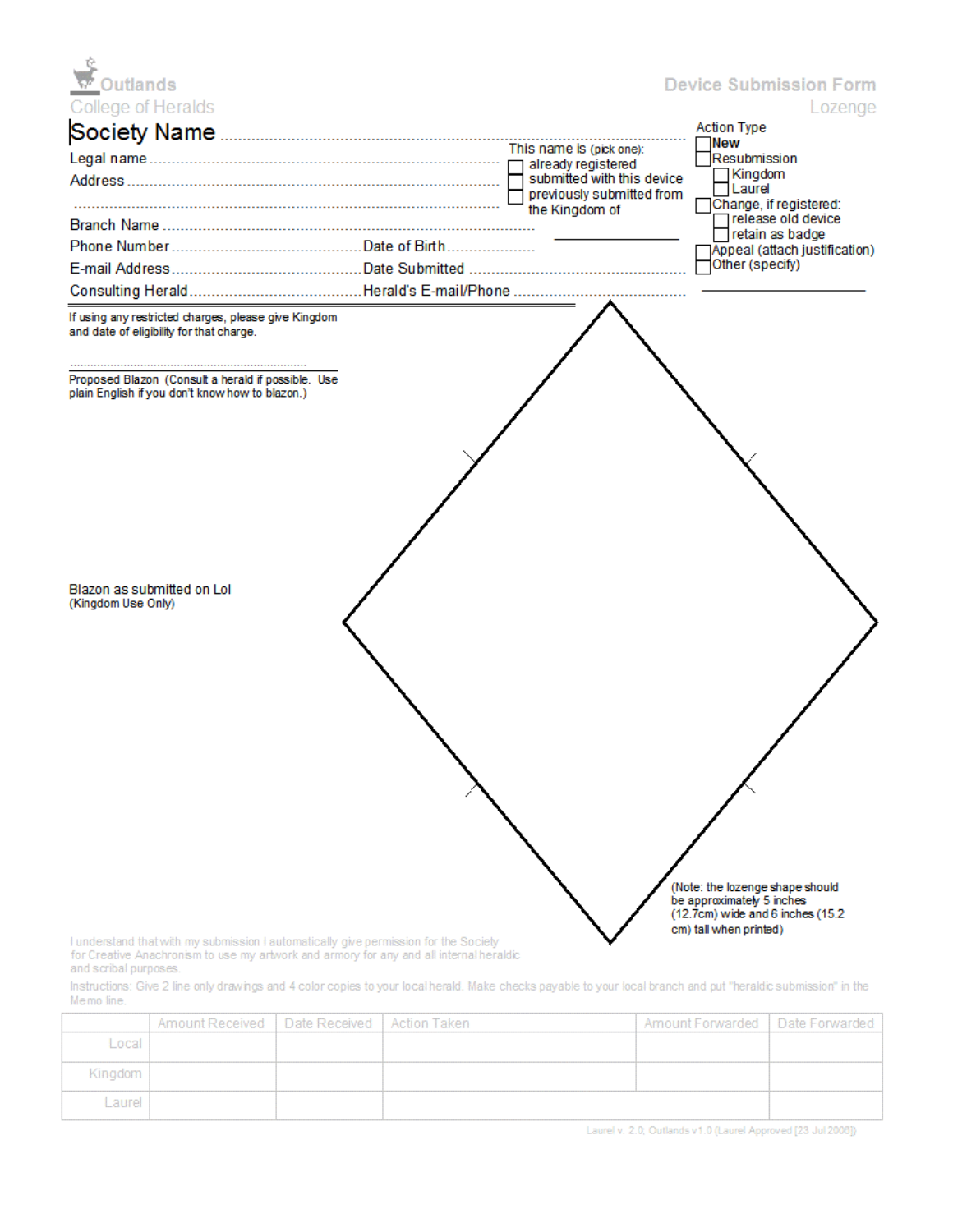Outlands
College of Heralds

# Device Submission Form

Lozenge

Society Name ..........................................................................................

Legal name ..........................................................................................

Address ..........................................................................................

..........................................................................................

Branch Name ..........................................................................................

Phone Number .......................................... Date of Birth ..........................

E-mail Address .......................................... Date Submitted ..........................

Consulting Herald .......................................... Herald's E-mail/Phone ..........................

This name is (pick one):

- ☐ already registered
- ☐ submitted with this device
- ☐ previously submitted from the Kingdom of ____________

Action Type

- ☐ **New**
- ☐ Resubmission
  - ☐ Kingdom
  - ☐ Laurel
- ☐ Change, if registered:
  - ☐ release old device
  - ☐ retain as badge
- ☐ Appeal (attach justification)
- ☐ Other (specify) ____________

If using any restricted charges, please give Kingdom and date of eligibility for that charge.

..........................................................................................

Proposed Blazon (Consult a herald if possible. Use plain English if you don't know how to blazon.)

Blazon as submitted on LoI
(Kingdom Use Only)

(Note: the lozenge shape should be approximately 5 inches (12.7cm) wide and 6 inches (15.2 cm) tall when printed)

I understand that with my submission I automatically give permission for the Society for Creative Anachronism to use my artwork and armory for any and all internal heraldic and scribal purposes.

Instructions: Give 2 line only drawings and 4 color copies to your local herald. Make checks payable to your local branch and put "heraldic submission" in the Memo line.

| | Amount Received | Date Received | Action Taken | Amount Forwarded | Date Forwarded |
|---|---|---|---|---|---|
| Local | | | | | |
| Kingdom | | | | | |
| Laurel | | | | | |

Laurel v. 2.0; Outlands v1.0 (Laurel Approved [23 Jul 2006])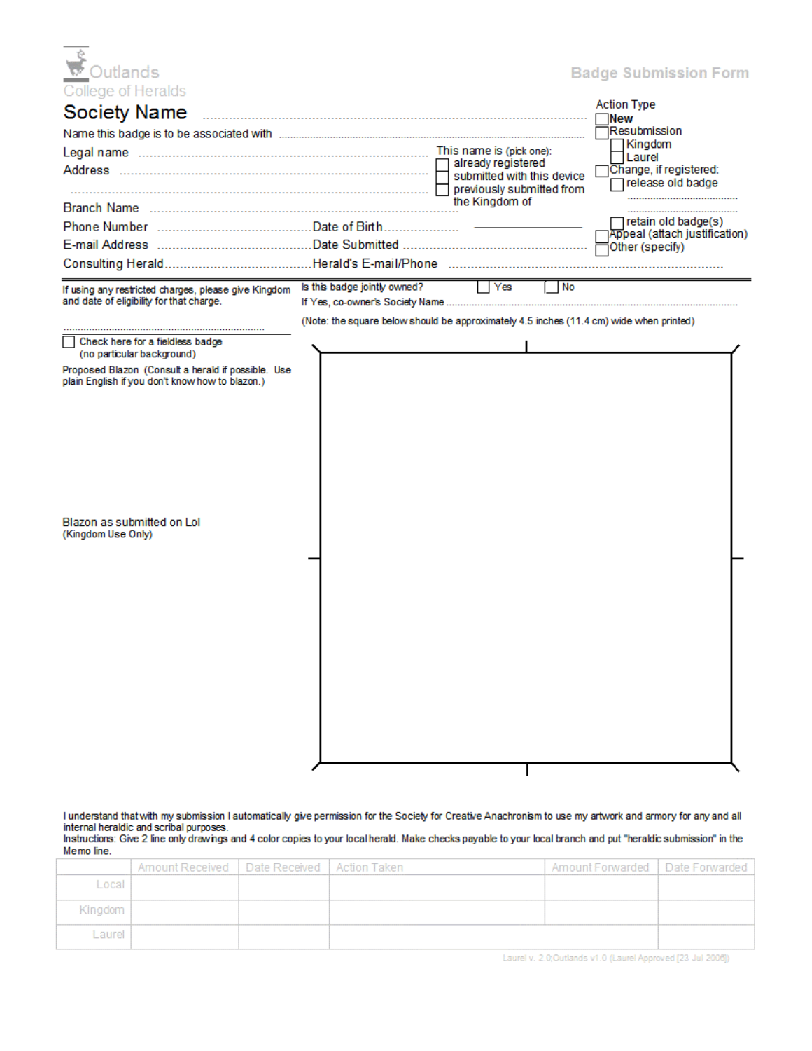Outlands
College of Heralds

# Badge Submission Form

**Society Name** ..................................................................................

Name this badge is to be associated with ..................................................................

Legal name ..................................................................

Address ..................................................................

..................................................................

This name is (pick one):
- [ ] already registered
- [ ] submitted with this device
- [ ] previously submitted from the Kingdom of ____________

Branch Name ..................................................................

Phone Number .................................... Date of Birth ....................

E-mail Address .................................... Date Submitted ....................

Consulting Herald .................................... Herald's E-mail/Phone ....................

Action Type
- [ ] **New**
- [ ] Resubmission
  - [ ] Kingdom
  - [ ] Laurel
- [ ] Change, if registered:
  - [ ] release old badge ..............................
  - [ ] retain old badge(s)
- [ ] Appeal (attach justification)
- [ ] Other (specify)

If using any restricted charges, please give Kingdom and date of eligibility for that charge.

..................................................................

Is this badge jointly owned? [ ] Yes [ ] No

If Yes, co-owner's Society Name ..................................................................

(Note: the square below should be approximately 4.5 inches (11.4 cm) wide when printed)

- [ ] Check here for a fieldless badge (no particular background)

Proposed Blazon (Consult a herald if possible. Use plain English if you don't know how to blazon.)

Blazon as submitted on LoI
(Kingdom Use Only)

I understand that with my submission I automatically give permission for the Society for Creative Anachronism to use my artwork and armory for any and all internal heraldic and scribal purposes.

Instructions: Give 2 line only drawings and 4 color copies to your local herald. Make checks payable to your local branch and put "heraldic submission" in the Memo line.

| | Amount Received | Date Received | Action Taken | Amount Forwarded | Date Forwarded |
|---|---|---|---|---|---|
| Local | | | | | |
| Kingdom | | | | | |
| Laurel | | | | | |

Laurel v. 2.0;Outlands v1.0 (Laurel Approved [23 Jul 2006])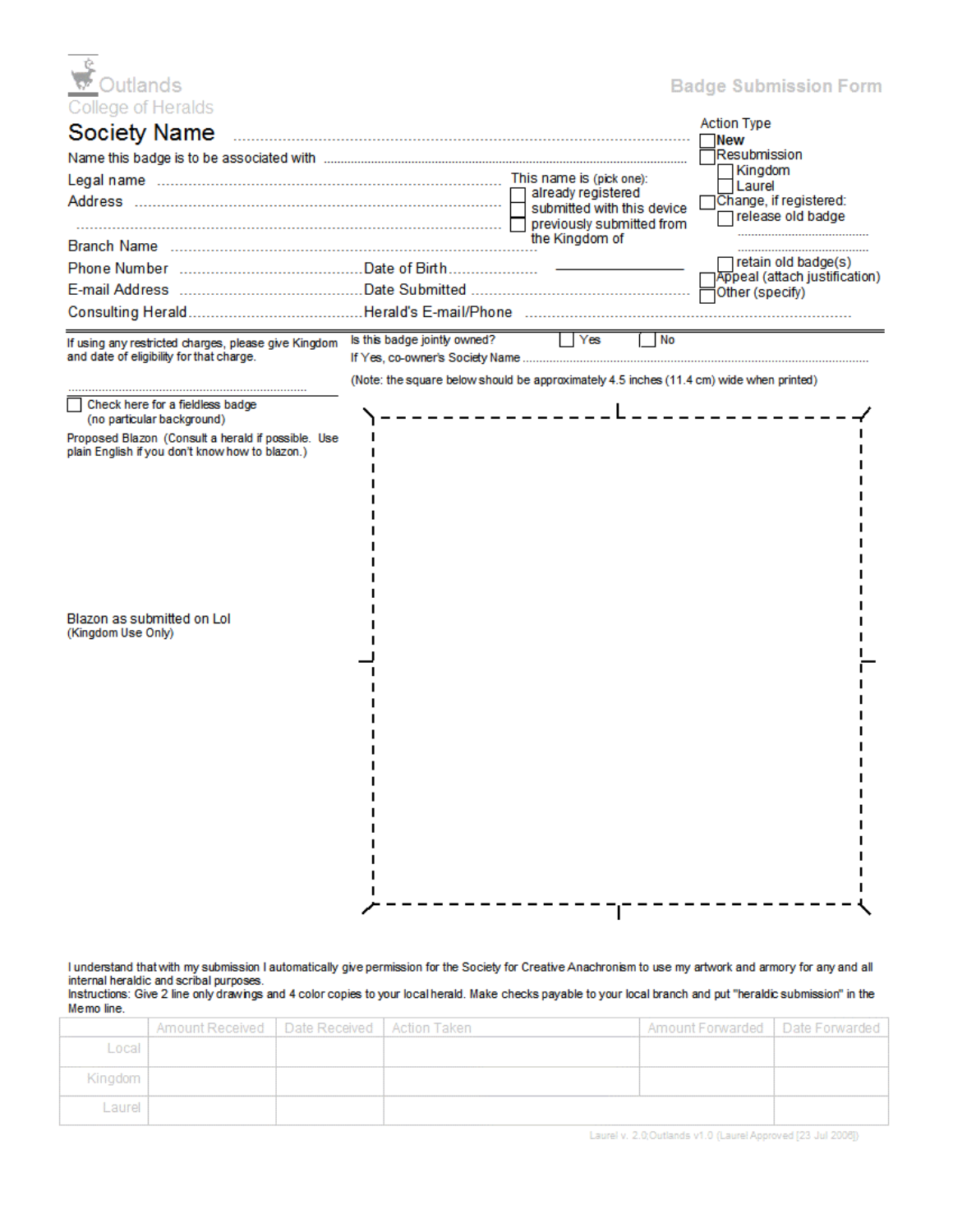Outlands
College of Heralds

**Badge Submission Form**

# Society Name ..................................................................................................

Name this badge is to be associated with ..........................................................................

Legal name ..........................................................

Address ..........................................................

..........................................................

This name is (pick one):

- ☐ already registered
- ☐ submitted with this device
- ☐ previously submitted from the Kingdom of ____________

Branch Name ..........................................................

Phone Number ................................ Date of Birth ..................

E-mail Address ................................ Date Submitted ..........................................

Consulting Herald................................ Herald's E-mail/Phone ..........................................

Action Type

- ☐ **New**
- ☐ Resubmission
  - ☐ Kingdom
  - ☐ Laurel
- ☐ Change, if registered:
  - ☐ release old badge ..........................
  - ☐ retain old badge(s)
- ☐ Appeal (attach justification)
- ☐ Other (specify)

If using any restricted charges, please give Kingdom and date of eligibility for that charge.

..........................................................

☐ Check here for a fieldless badge (no particular background)

Proposed Blazon (Consult a herald if possible. Use plain English if you don't know how to blazon.)

Blazon as submitted on LoI
(Kingdom Use Only)

Is this badge jointly owned? ☐ Yes ☐ No

If Yes, co-owner's Society Name ..........................................................

(Note: the square below should be approximately 4.5 inches (11.4 cm) wide when printed)

I understand that with my submission I automatically give permission for the Society for Creative Anachronism to use my artwork and armory for any and all internal heraldic and scribal purposes.
Instructions: Give 2 line only drawings and 4 color copies to your local herald. Make checks payable to your local branch and put "heraldic submission" in the Memo line.

| | Amount Received | Date Received | Action Taken | Amount Forwarded | Date Forwarded |
|---|---|---|---|---|---|
| Local | | | | | |
| Kingdom | | | | | |
| Laurel | | | | | |

Laurel v. 2.0;Outlands v1.0 (Laurel Approved [23 Jul 2006])